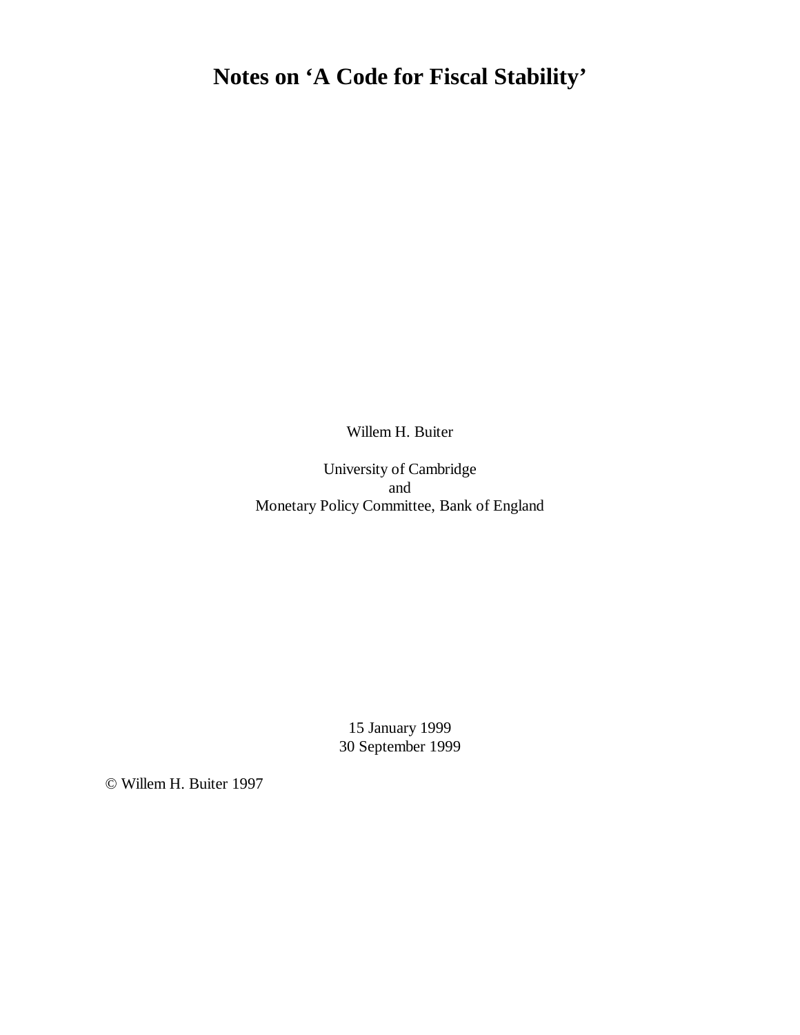# Notes on 'A Code for Fiscal Stability'

Willem H. Buiter

University of Cambridge
and
Monetary Policy Committee, Bank of England

15 January 1999
30 September 1999

© Willem H. Buiter 1997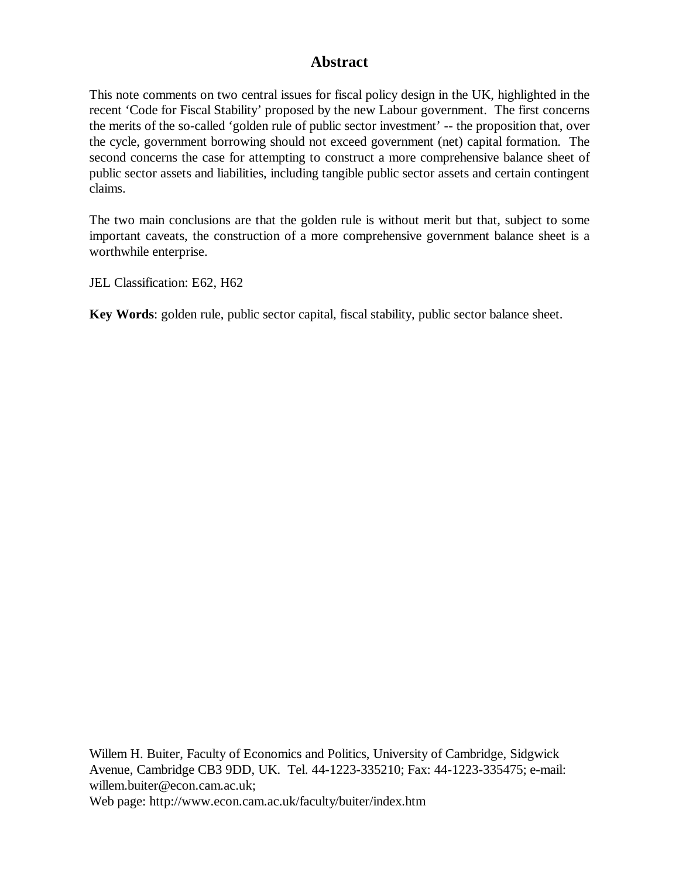## Abstract

This note comments on two central issues for fiscal policy design in the UK, highlighted in the recent 'Code for Fiscal Stability' proposed by the new Labour government. The first concerns the merits of the so-called 'golden rule of public sector investment' -- the proposition that, over the cycle, government borrowing should not exceed government (net) capital formation. The second concerns the case for attempting to construct a more comprehensive balance sheet of public sector assets and liabilities, including tangible public sector assets and certain contingent claims.

The two main conclusions are that the golden rule is without merit but that, subject to some important caveats, the construction of a more comprehensive government balance sheet is a worthwhile enterprise.

JEL Classification: E62, H62

**Key Words**: golden rule, public sector capital, fiscal stability, public sector balance sheet.

Willem H. Buiter, Faculty of Economics and Politics, University of Cambridge, Sidgwick Avenue, Cambridge CB3 9DD, UK. Tel. 44-1223-335210; Fax: 44-1223-335475; e-mail: willem.buiter@econ.cam.ac.uk;
Web page: http://www.econ.cam.ac.uk/faculty/buiter/index.htm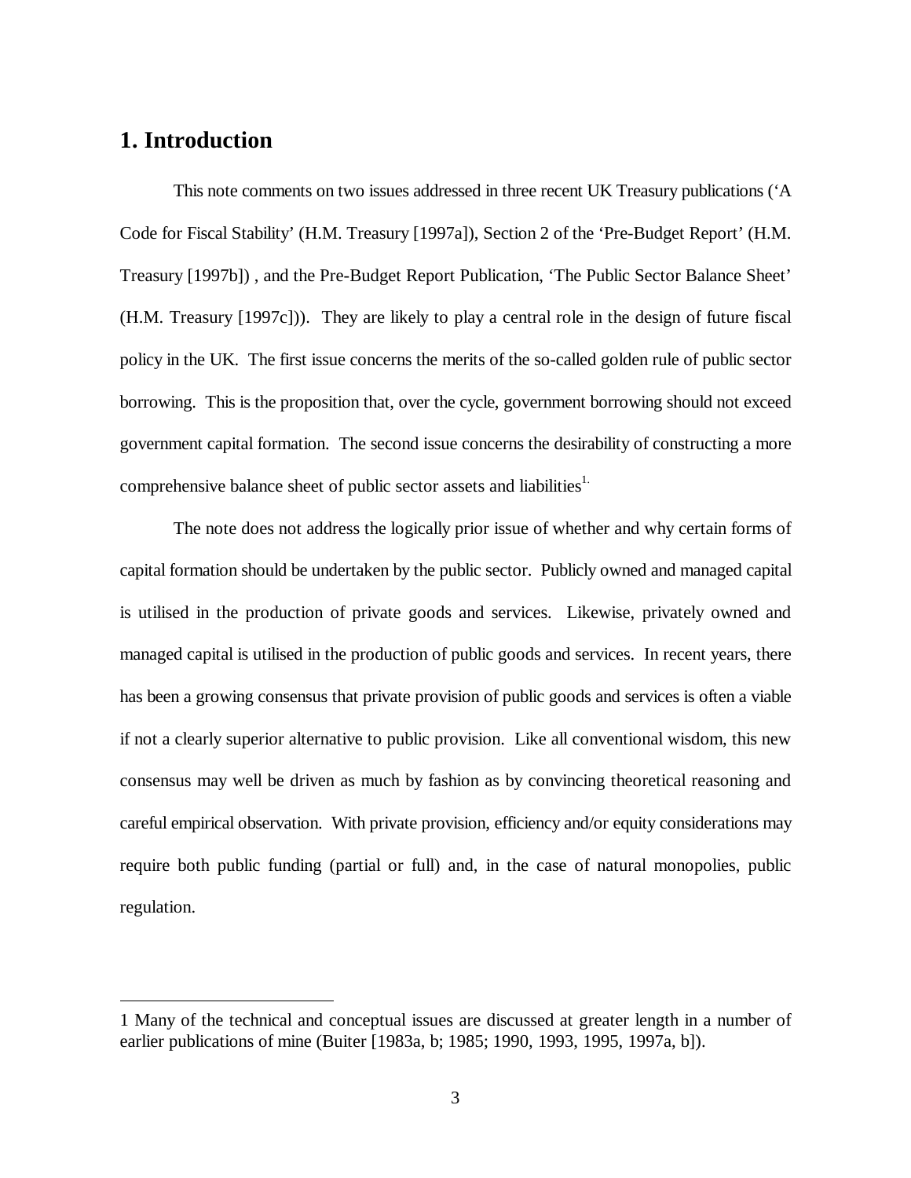# 1. Introduction

This note comments on two issues addressed in three recent UK Treasury publications ('A Code for Fiscal Stability' (H.M. Treasury [1997a]), Section 2 of the 'Pre-Budget Report' (H.M. Treasury [1997b]) , and the Pre-Budget Report Publication, 'The Public Sector Balance Sheet' (H.M. Treasury [1997c])). They are likely to play a central role in the design of future fiscal policy in the UK. The first issue concerns the merits of the so-called golden rule of public sector borrowing. This is the proposition that, over the cycle, government borrowing should not exceed government capital formation. The second issue concerns the desirability of constructing a more comprehensive balance sheet of public sector assets and liabilities[1].

The note does not address the logically prior issue of whether and why certain forms of capital formation should be undertaken by the public sector. Publicly owned and managed capital is utilised in the production of private goods and services. Likewise, privately owned and managed capital is utilised in the production of public goods and services. In recent years, there has been a growing consensus that private provision of public goods and services is often a viable if not a clearly superior alternative to public provision. Like all conventional wisdom, this new consensus may well be driven as much by fashion as by convincing theoretical reasoning and careful empirical observation. With private provision, efficiency and/or equity considerations may require both public funding (partial or full) and, in the case of natural monopolies, public regulation.

---

1 Many of the technical and conceptual issues are discussed at greater length in a number of earlier publications of mine (Buiter [1983a, b; 1985; 1990, 1993, 1995, 1997a, b]).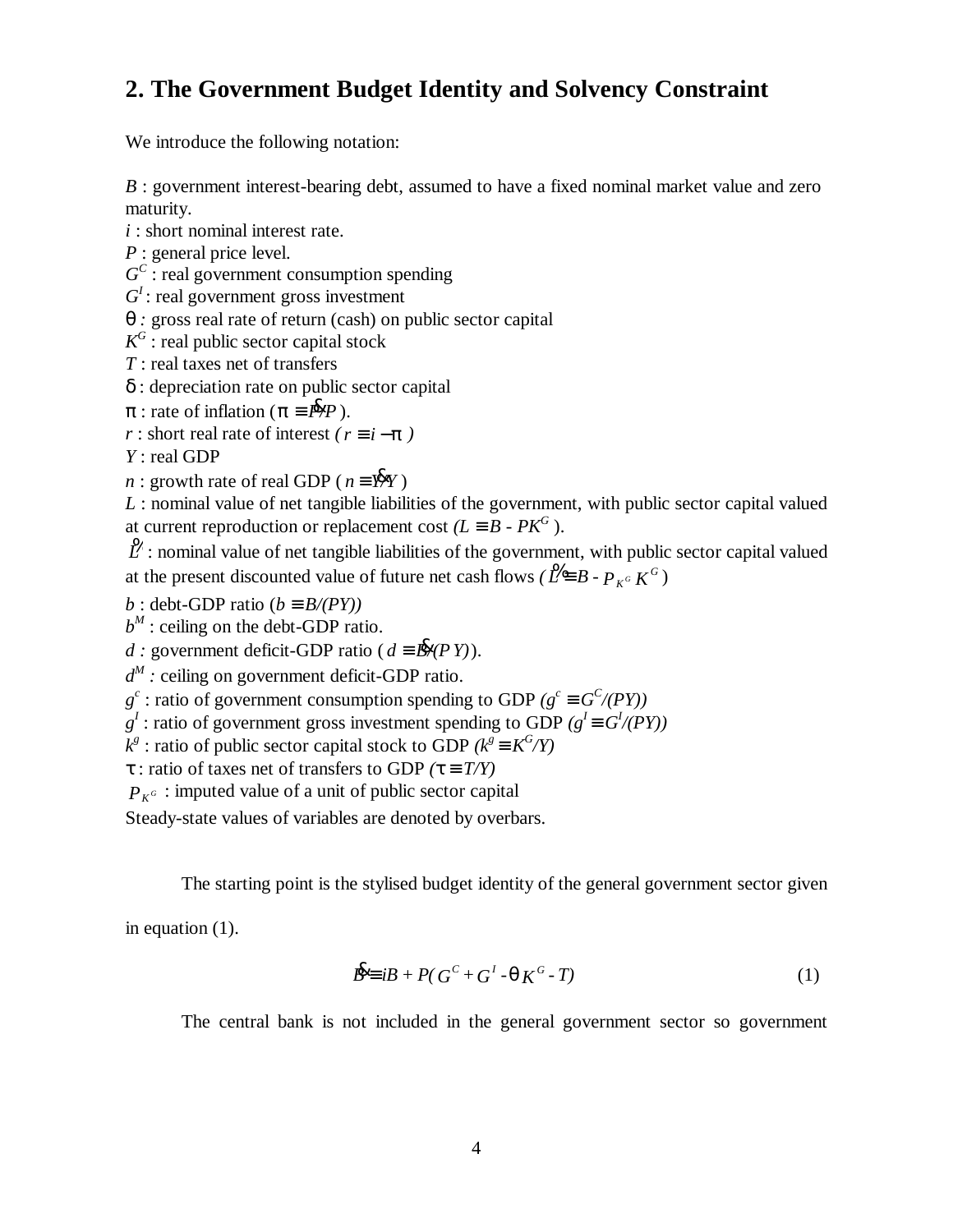## 2. The Government Budget Identity and Solvency Constraint

We introduce the following notation:

$B$ : government interest-bearing debt, assumed to have a fixed nominal market value and zero maturity.
$i$ : short nominal interest rate.
$P$ : general price level.
$G^C$ : real government consumption spending
$G^I$ : real government gross investment
$\theta$ : gross real rate of return (cash) on public sector capital
$K^G$ : real public sector capital stock
$T$ : real taxes net of transfers
$\delta$ : depreciation rate on public sector capital
$\pi$ : rate of inflation ($\pi \equiv \dot{P}/P$).
$r$ : short real rate of interest ($r \equiv i - \pi$)
$Y$ : real GDP
$n$ : growth rate of real GDP ($n \equiv \dot{Y}/Y$)
$L$ : nominal value of net tangible liabilities of the government, with public sector capital valued at current reproduction or replacement cost ($L \equiv B - PK^G$).
$\tilde{L}$ : nominal value of net tangible liabilities of the government, with public sector capital valued at the present discounted value of future net cash flows ($\tilde{L} \equiv B - P_{K^G} K^G$)
$b$ : debt-GDP ratio ($b \equiv B/(PY)$)
$b^M$ : ceiling on the debt-GDP ratio.
$d$ : government deficit-GDP ratio ($d \equiv \dot{B}/(PY)$).
$d^M$ : ceiling on government deficit-GDP ratio.
$g^c$ : ratio of government consumption spending to GDP ($g^c \equiv G^C/(PY)$)
$g^I$ : ratio of government gross investment spending to GDP ($g^I \equiv G^I/(PY)$)
$k^g$ : ratio of public sector capital stock to GDP ($k^g \equiv K^G/Y$)
$\tau$ : ratio of taxes net of transfers to GDP ($\tau \equiv T/Y$)
$P_{K^G}$ : imputed value of a unit of public sector capital
Steady-state values of variables are denoted by overbars.

The starting point is the stylised budget identity of the general government sector given in equation (1).

$$\dot{B} \equiv iB + P(G^C + G^I - \theta K^G - T) \tag{1}$$

The central bank is not included in the general government sector so government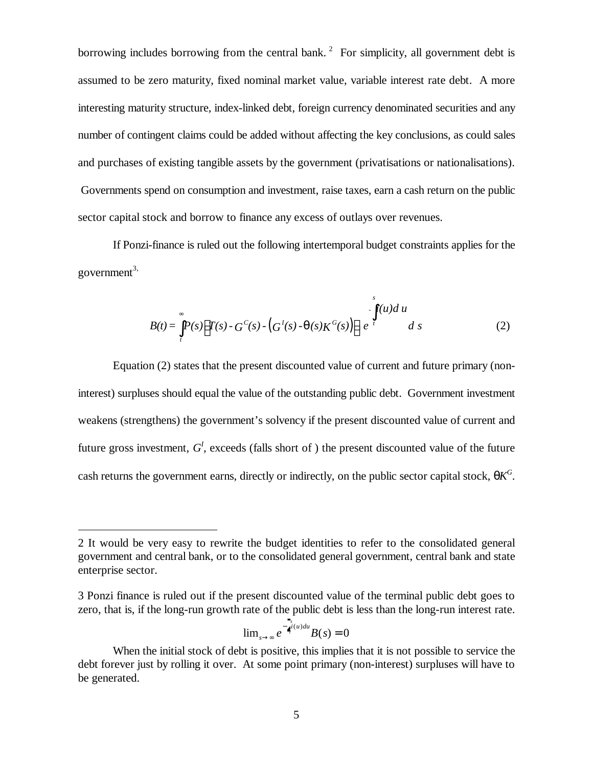borrowing includes borrowing from the central bank.[2] For simplicity, all government debt is assumed to be zero maturity, fixed nominal market value, variable interest rate debt. A more interesting maturity structure, index-linked debt, foreign currency denominated securities and any number of contingent claims could be added without affecting the key conclusions, as could sales and purchases of existing tangible assets by the government (privatisations or nationalisations). Governments spend on consumption and investment, raise taxes, earn a cash return on the public sector capital stock and borrow to finance any excess of outlays over revenues.

If Ponzi-finance is ruled out the following intertemporal budget constraints applies for the government[3],

$$B(t) = \int_t^{\infty} P(s)\left[T(s) - G^C(s) - \left(G^I(s) - \theta(s)K^G(s)\right)\right] e^{-\int_t^s i(u)du} ds \qquad (2)$$

Equation (2) states that the present discounted value of current and future primary (non-interest) surpluses should equal the value of the outstanding public debt. Government investment weakens (strengthens) the government's solvency if the present discounted value of current and future gross investment, $G^I$, exceeds (falls short of ) the present discounted value of the future cash returns the government earns, directly or indirectly, on the public sector capital stock, $\theta K^G$.

---

2 It would be very easy to rewrite the budget identities to refer to the consolidated general government and central bank, or to the consolidated general government, central bank and state enterprise sector.

3 Ponzi finance is ruled out if the present discounted value of the terminal public debt goes to zero, that is, if the long-run growth rate of the public debt is less than the long-run interest rate.

$$\lim_{s\to\infty} e^{-\int_t^s i(u)du} B(s) = 0$$

When the initial stock of debt is positive, this implies that it is not possible to service the debt forever just by rolling it over. At some point primary (non-interest) surpluses will have to be generated.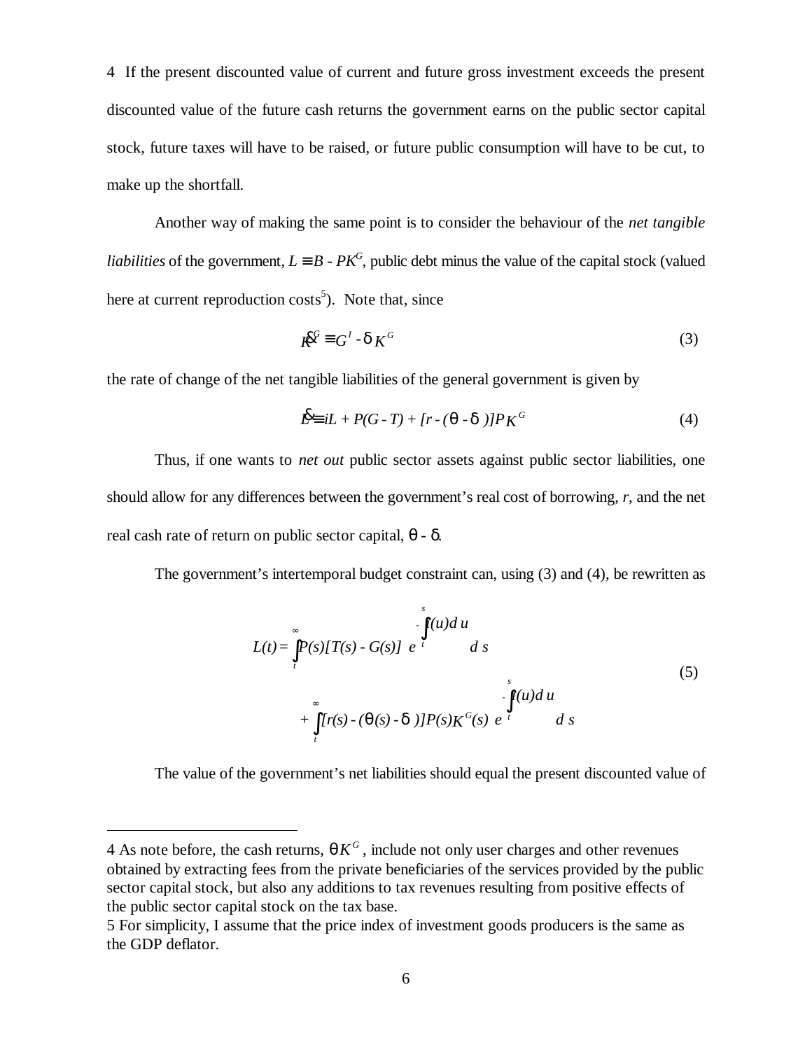make up the shortfall.

Another way of making the same point is to consider the behaviour of the *net tangible liabilities* of the government, $L \equiv B - PK^G$, public debt minus the value of the capital stock (valued here at current reproduction costs[5]). Note that, since

$$\dot{K}^G \equiv G^I - \delta K^G \tag{3}$$

the rate of change of the net tangible liabilities of the general government is given by

$$\dot{L} \equiv iL + P(G - T) + [r - (\theta - \delta)]PK^G \tag{4}$$

Thus, if one wants to *net out* public sector assets against public sector liabilities, one should allow for any differences between the government's real cost of borrowing, $r$, and the net real cash rate of return on public sector capital, $\theta - \delta$.

The government's intertemporal budget constraint can, using (3) and (4), be rewritten as

$$\begin{aligned} L(t) = & \int_t^{\infty} P(s)[T(s) - G(s)]\, e^{-\int_t^s i(u)du} ds \\ & + \int_t^{\infty} [r(s) - (\theta(s) - \delta)]P(s)K^G(s)\, e^{-\int_t^s i(u)du} ds \end{aligned} \tag{5}$$

The value of the government's net liabilities should equal the present discounted value of

---

4 As note before, the cash returns, $\theta K^G$, include not only user charges and other revenues obtained by extracting fees from the private beneficiaries of the services provided by the public sector capital stock, but also any additions to tax revenues resulting from positive effects of the public sector capital stock on the tax base.

5 For simplicity, I assume that the price index of investment goods producers is the same as the GDP deflator.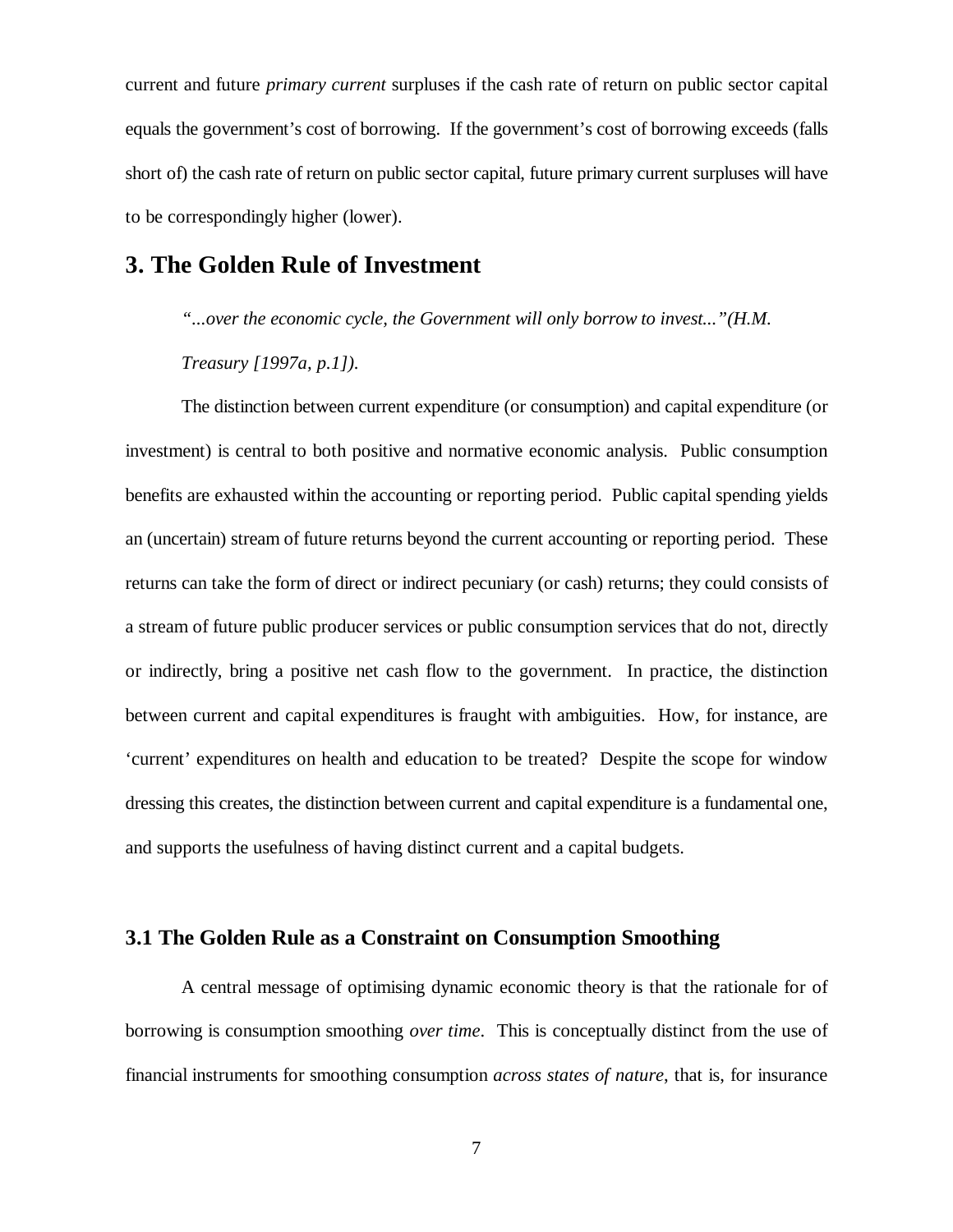current and future *primary current* surpluses if the cash rate of return on public sector capital equals the government's cost of borrowing. If the government's cost of borrowing exceeds (falls short of) the cash rate of return on public sector capital, future primary current surpluses will have to be correspondingly higher (lower).

# 3. The Golden Rule of Investment

*"...over the economic cycle, the Government will only borrow to invest..."(H.M. Treasury [1997a, p.1]).*

The distinction between current expenditure (or consumption) and capital expenditure (or investment) is central to both positive and normative economic analysis. Public consumption benefits are exhausted within the accounting or reporting period. Public capital spending yields an (uncertain) stream of future returns beyond the current accounting or reporting period. These returns can take the form of direct or indirect pecuniary (or cash) returns; they could consists of a stream of future public producer services or public consumption services that do not, directly or indirectly, bring a positive net cash flow to the government. In practice, the distinction between current and capital expenditures is fraught with ambiguities. How, for instance, are 'current' expenditures on health and education to be treated? Despite the scope for window dressing this creates, the distinction between current and capital expenditure is a fundamental one, and supports the usefulness of having distinct current and a capital budgets.

## 3.1 The Golden Rule as a Constraint on Consumption Smoothing

A central message of optimising dynamic economic theory is that the rationale for of borrowing is consumption smoothing *over time*. This is conceptually distinct from the use of financial instruments for smoothing consumption *across states of nature*, that is, for insurance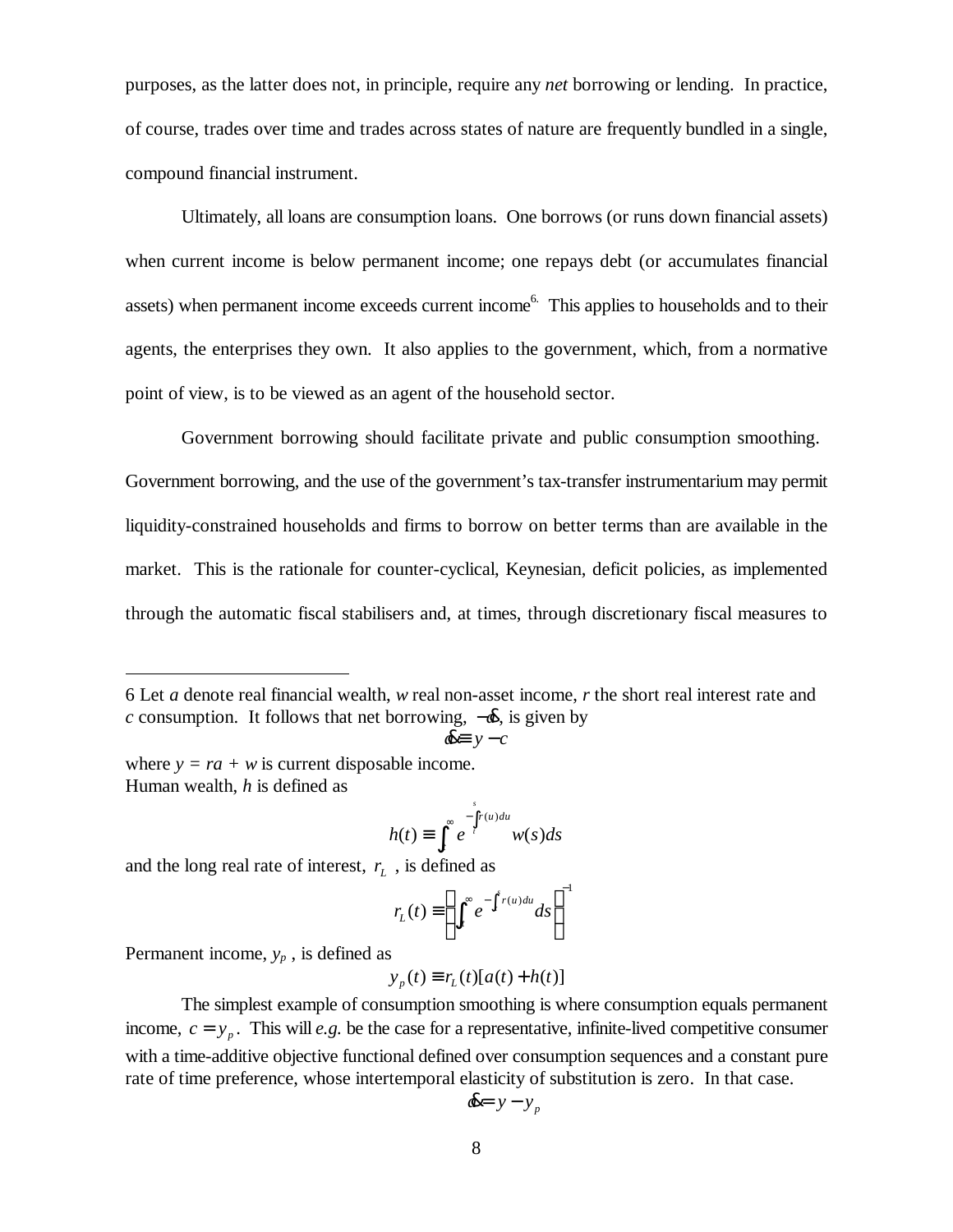purposes, as the latter does not, in principle, require any *net* borrowing or lending. In practice, of course, trades over time and trades across states of nature are frequently bundled in a single, compound financial instrument.

Ultimately, all loans are consumption loans. One borrows (or runs down financial assets) when current income is below permanent income; one repays debt (or accumulates financial assets) when permanent income exceeds current income[6]. This applies to households and to their agents, the enterprises they own. It also applies to the government, which, from a normative point of view, is to be viewed as an agent of the household sector.

Government borrowing should facilitate private and public consumption smoothing. Government borrowing, and the use of the government's tax-transfer instrumentarium may permit liquidity-constrained households and firms to borrow on better terms than are available in the market. This is the rationale for counter-cyclical, Keynesian, deficit policies, as implemented through the automatic fiscal stabilisers and, at times, through discretionary fiscal measures to

---

6 Let $a$ denote real financial wealth, $w$ real non-asset income, $r$ the short real interest rate and $c$ consumption. It follows that net borrowing, $-\dot{a}$, is given by

$$\dot{a} \equiv y - c$$

where $y = ra + w$ is current disposable income.
Human wealth, $h$ is defined as

$$h(t) \equiv \int_t^{\infty} e^{-\int_t^s r(u)du} w(s)ds$$

and the long real rate of interest, $r_L$ , is defined as

$$r_L(t) \equiv \left( \int_t^{\infty} e^{-\int_t^s r(u)du} ds \right)^{-1}$$

Permanent income, $y_p$ , is defined as

$$y_p(t) \equiv r_L(t)[a(t) + h(t)]$$

The simplest example of consumption smoothing is where consumption equals permanent income, $c = y_p$. This will *e.g.* be the case for a representative, infinite-lived competitive consumer with a time-additive objective functional defined over consumption sequences and a constant pure rate of time preference, whose intertemporal elasticity of substitution is zero. In that case.

$$\dot{a} = y - y_p$$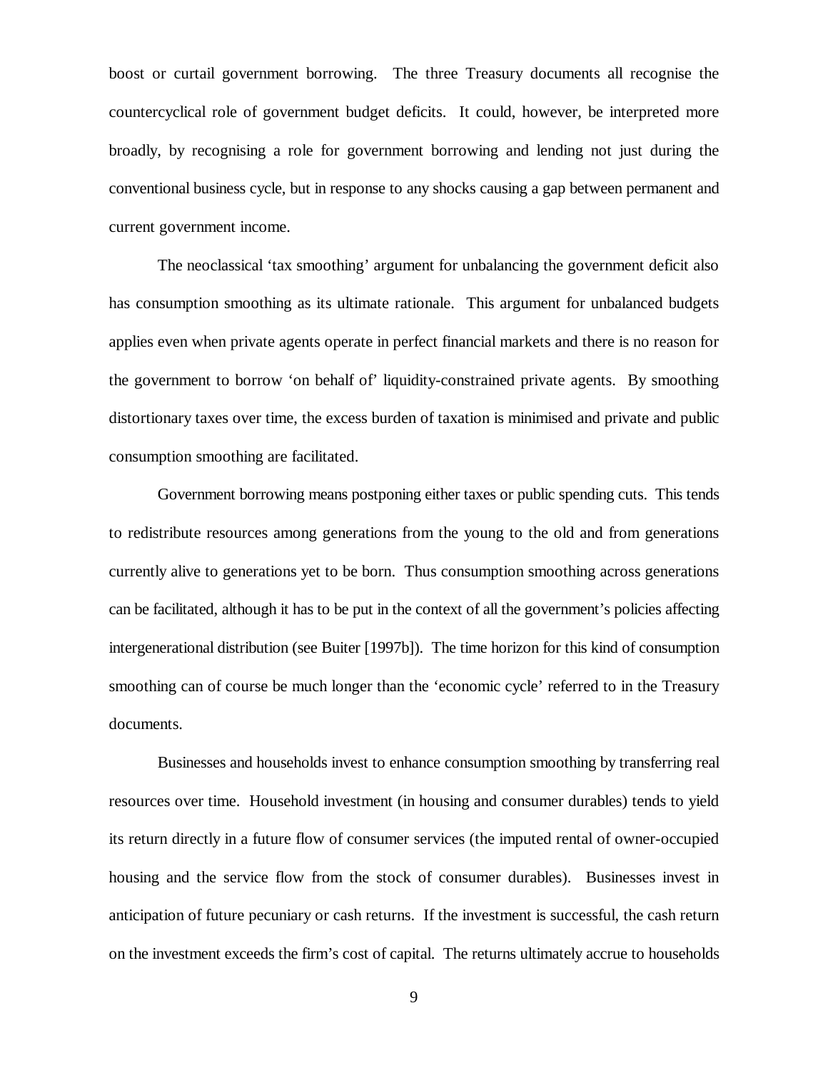boost or curtail government borrowing. The three Treasury documents all recognise the countercyclical role of government budget deficits. It could, however, be interpreted more broadly, by recognising a role for government borrowing and lending not just during the conventional business cycle, but in response to any shocks causing a gap between permanent and current government income.

The neoclassical 'tax smoothing' argument for unbalancing the government deficit also has consumption smoothing as its ultimate rationale. This argument for unbalanced budgets applies even when private agents operate in perfect financial markets and there is no reason for the government to borrow 'on behalf of' liquidity-constrained private agents. By smoothing distortionary taxes over time, the excess burden of taxation is minimised and private and public consumption smoothing are facilitated.

Government borrowing means postponing either taxes or public spending cuts. This tends to redistribute resources among generations from the young to the old and from generations currently alive to generations yet to be born. Thus consumption smoothing across generations can be facilitated, although it has to be put in the context of all the government's policies affecting intergenerational distribution (see Buiter [1997b]). The time horizon for this kind of consumption smoothing can of course be much longer than the 'economic cycle' referred to in the Treasury documents.

Businesses and households invest to enhance consumption smoothing by transferring real resources over time. Household investment (in housing and consumer durables) tends to yield its return directly in a future flow of consumer services (the imputed rental of owner-occupied housing and the service flow from the stock of consumer durables). Businesses invest in anticipation of future pecuniary or cash returns. If the investment is successful, the cash return on the investment exceeds the firm's cost of capital. The returns ultimately accrue to households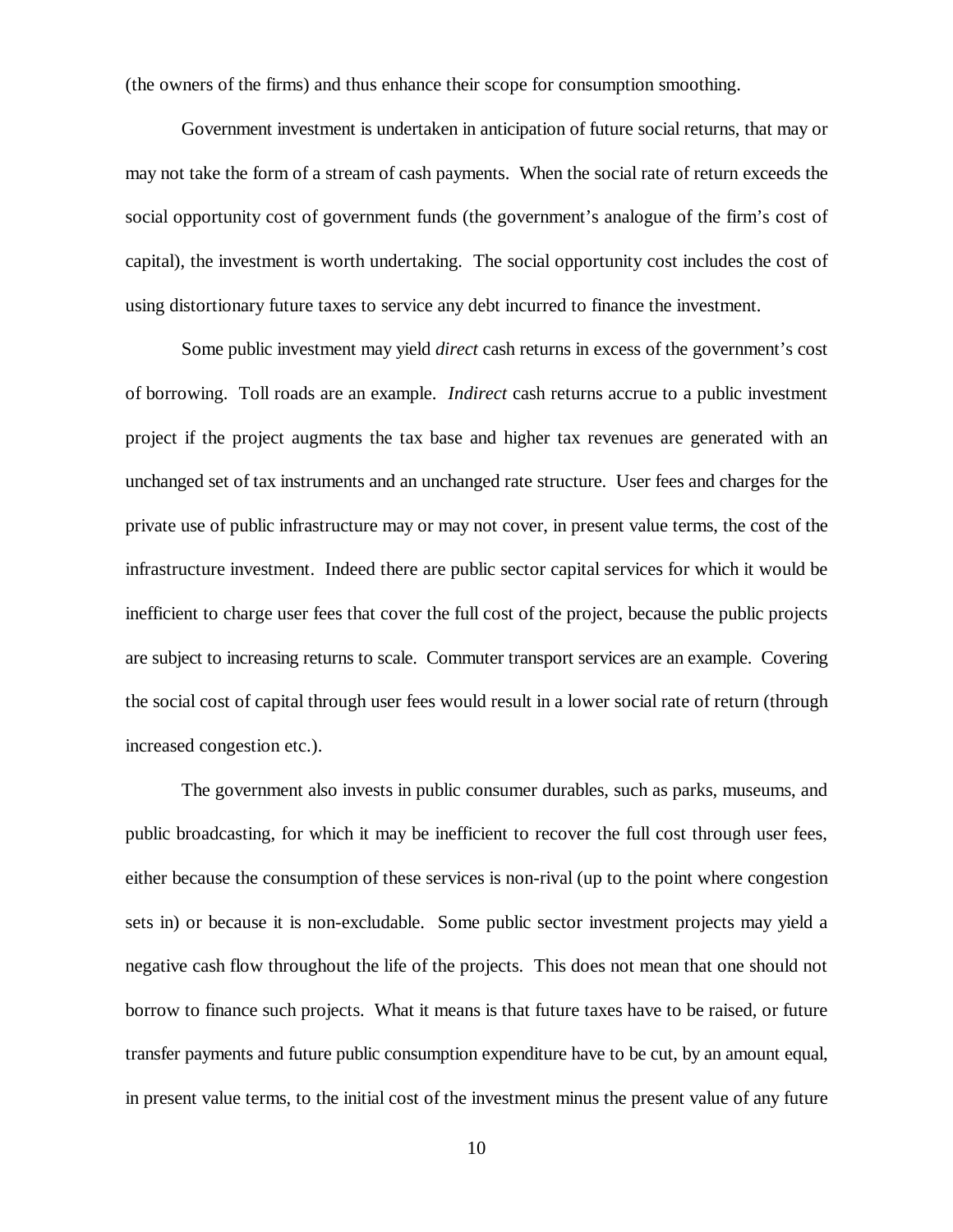(the owners of the firms) and thus enhance their scope for consumption smoothing.

Government investment is undertaken in anticipation of future social returns, that may or may not take the form of a stream of cash payments. When the social rate of return exceeds the social opportunity cost of government funds (the government's analogue of the firm's cost of capital), the investment is worth undertaking. The social opportunity cost includes the cost of using distortionary future taxes to service any debt incurred to finance the investment.

Some public investment may yield *direct* cash returns in excess of the government's cost of borrowing. Toll roads are an example. *Indirect* cash returns accrue to a public investment project if the project augments the tax base and higher tax revenues are generated with an unchanged set of tax instruments and an unchanged rate structure. User fees and charges for the private use of public infrastructure may or may not cover, in present value terms, the cost of the infrastructure investment. Indeed there are public sector capital services for which it would be inefficient to charge user fees that cover the full cost of the project, because the public projects are subject to increasing returns to scale. Commuter transport services are an example. Covering the social cost of capital through user fees would result in a lower social rate of return (through increased congestion etc.).

The government also invests in public consumer durables, such as parks, museums, and public broadcasting, for which it may be inefficient to recover the full cost through user fees, either because the consumption of these services is non-rival (up to the point where congestion sets in) or because it is non-excludable. Some public sector investment projects may yield a negative cash flow throughout the life of the projects. This does not mean that one should not borrow to finance such projects. What it means is that future taxes have to be raised, or future transfer payments and future public consumption expenditure have to be cut, by an amount equal, in present value terms, to the initial cost of the investment minus the present value of any future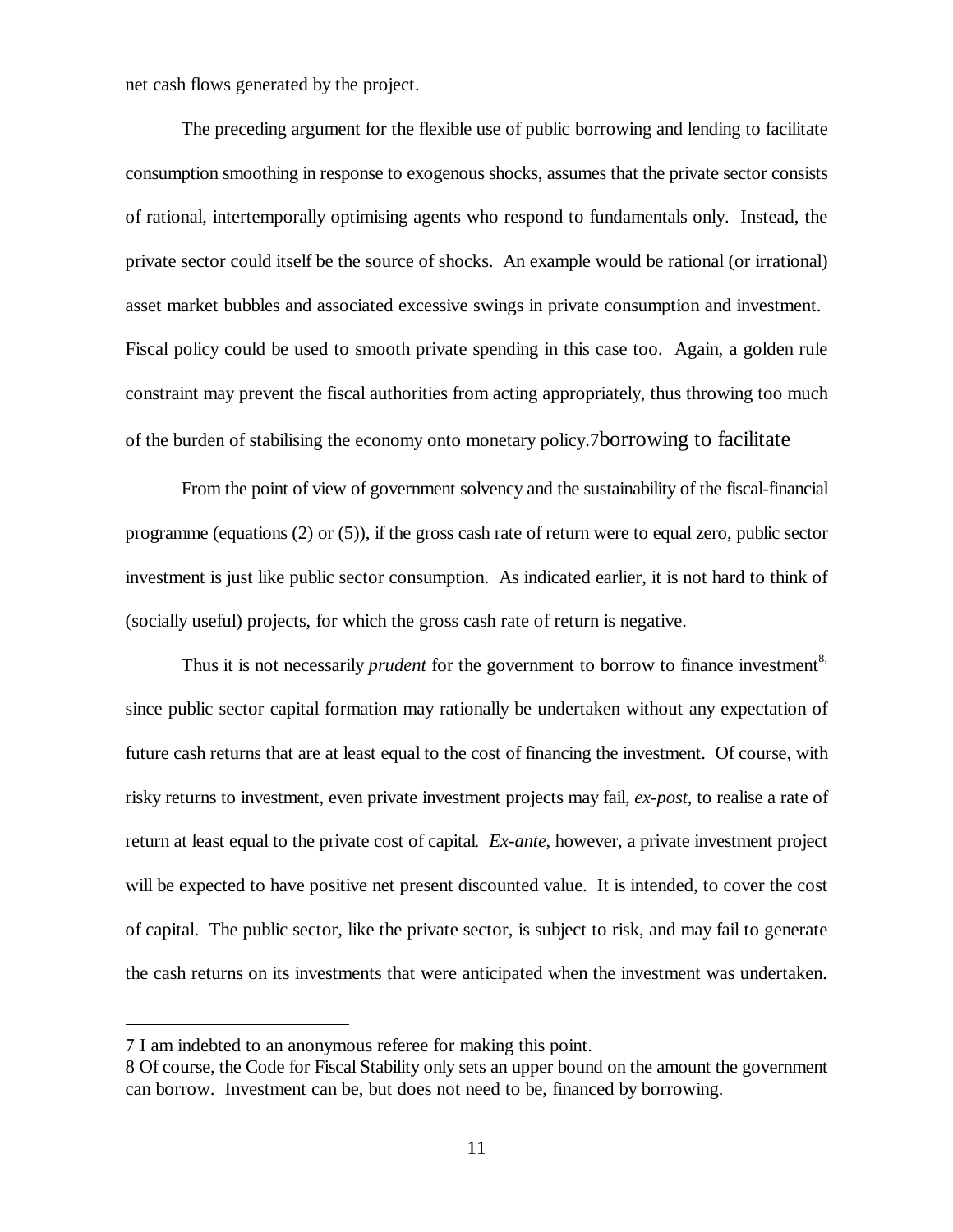net cash flows generated by the project.

The preceding argument for the flexible use of public borrowing and lending to facilitate consumption smoothing in response to exogenous shocks, assumes that the private sector consists of rational, intertemporally optimising agents who respond to fundamentals only. Instead, the private sector could itself be the source of shocks. An example would be rational (or irrational) asset market bubbles and associated excessive swings in private consumption and investment. Fiscal policy could be used to smooth private spending in this case too. Again, a golden rule constraint may prevent the fiscal authorities from acting appropriately, thus throwing too much of the burden of stabilising the economy onto monetary policy.[7]borrowing to facilitate

From the point of view of government solvency and the sustainability of the fiscal-financial programme (equations (2) or (5)), if the gross cash rate of return were to equal zero, public sector investment is just like public sector consumption. As indicated earlier, it is not hard to think of (socially useful) projects, for which the gross cash rate of return is negative.

Thus it is not necessarily *prudent* for the government to borrow to finance investment[8], since public sector capital formation may rationally be undertaken without any expectation of future cash returns that are at least equal to the cost of financing the investment. Of course, with risky returns to investment, even private investment projects may fail, *ex-post*, to realise a rate of return at least equal to the private cost of capital. *Ex-ante*, however, a private investment project will be expected to have positive net present discounted value. It is intended, to cover the cost of capital. The public sector, like the private sector, is subject to risk, and may fail to generate the cash returns on its investments that were anticipated when the investment was undertaken.

---

7 I am indebted to an anonymous referee for making this point.

8 Of course, the Code for Fiscal Stability only sets an upper bound on the amount the government can borrow. Investment can be, but does not need to be, financed by borrowing.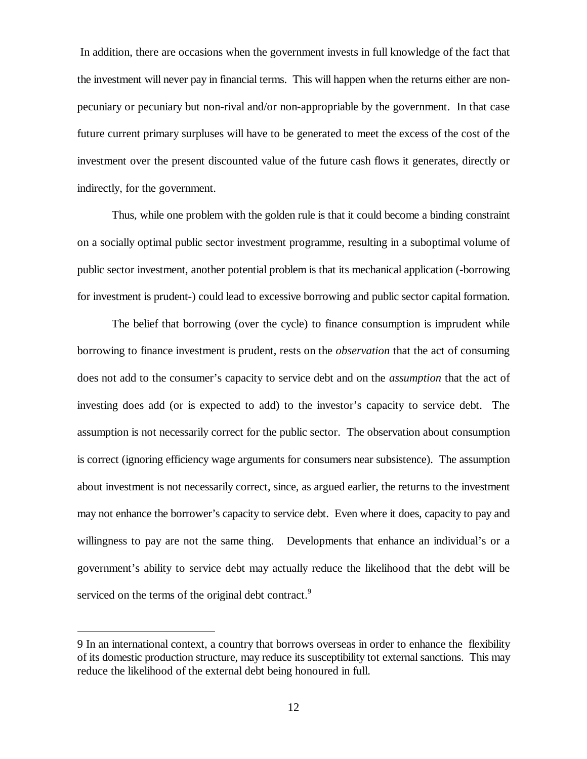In addition, there are occasions when the government invests in full knowledge of the fact that the investment will never pay in financial terms. This will happen when the returns either are non-pecuniary or pecuniary but non-rival and/or non-appropriable by the government. In that case future current primary surpluses will have to be generated to meet the excess of the cost of the investment over the present discounted value of the future cash flows it generates, directly or indirectly, for the government.

Thus, while one problem with the golden rule is that it could become a binding constraint on a socially optimal public sector investment programme, resulting in a suboptimal volume of public sector investment, another potential problem is that its mechanical application (-borrowing for investment is prudent-) could lead to excessive borrowing and public sector capital formation.

The belief that borrowing (over the cycle) to finance consumption is imprudent while borrowing to finance investment is prudent, rests on the *observation* that the act of consuming does not add to the consumer's capacity to service debt and on the *assumption* that the act of investing does add (or is expected to add) to the investor's capacity to service debt. The assumption is not necessarily correct for the public sector. The observation about consumption is correct (ignoring efficiency wage arguments for consumers near subsistence). The assumption about investment is not necessarily correct, since, as argued earlier, the returns to the investment may not enhance the borrower's capacity to service debt. Even where it does, capacity to pay and willingness to pay are not the same thing. Developments that enhance an individual's or a government's ability to service debt may actually reduce the likelihood that the debt will be serviced on the terms of the original debt contract.[9]

---

9 In an international context, a country that borrows overseas in order to enhance the flexibility of its domestic production structure, may reduce its susceptibility tot external sanctions. This may reduce the likelihood of the external debt being honoured in full.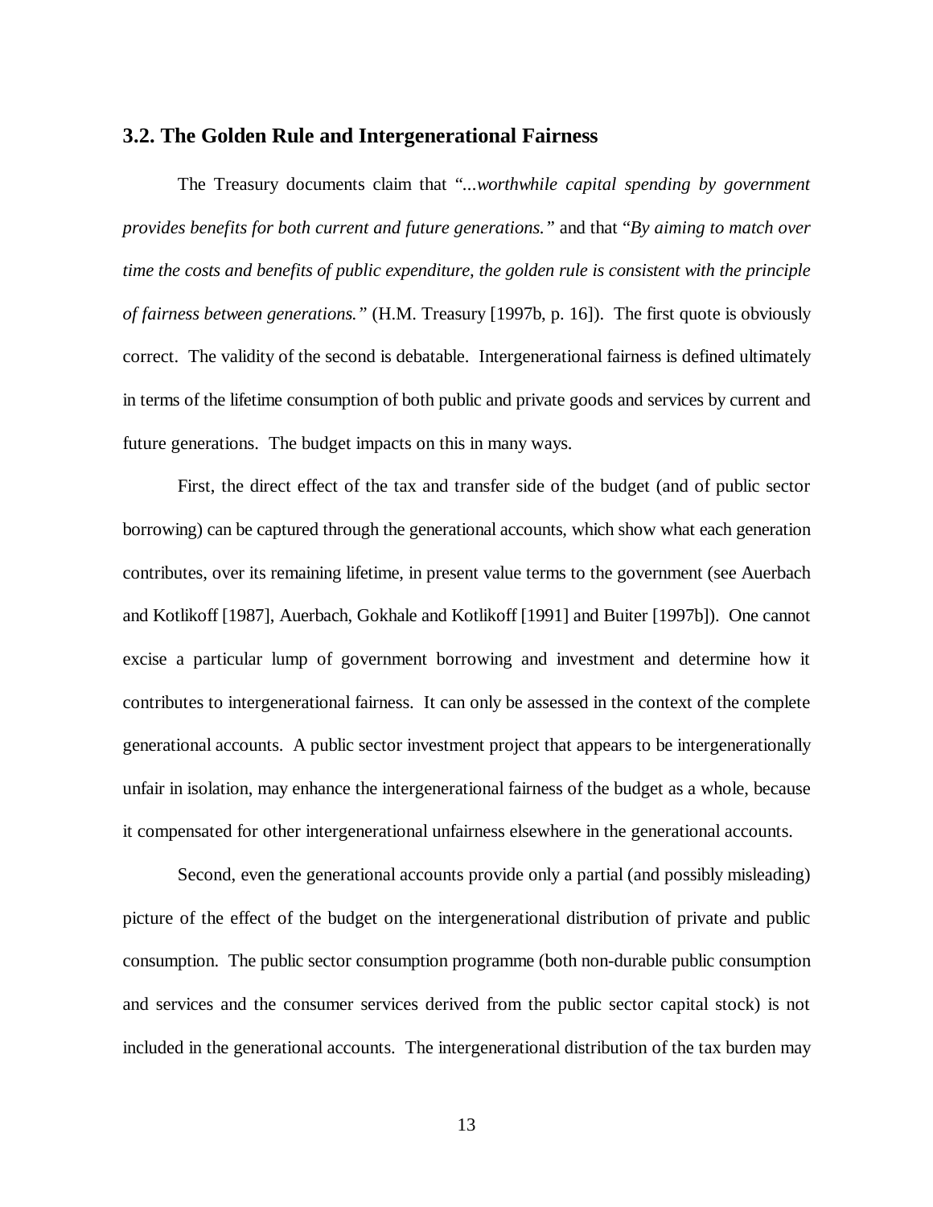### 3.2. The Golden Rule and Intergenerational Fairness

The Treasury documents claim that "*...worthwhile capital spending by government provides benefits for both current and future generations.*" and that "*By aiming to match over time the costs and benefits of public expenditure, the golden rule is consistent with the principle of fairness between generations.*" (H.M. Treasury [1997b, p. 16]). The first quote is obviously correct. The validity of the second is debatable. Intergenerational fairness is defined ultimately in terms of the lifetime consumption of both public and private goods and services by current and future generations. The budget impacts on this in many ways.

First, the direct effect of the tax and transfer side of the budget (and of public sector borrowing) can be captured through the generational accounts, which show what each generation contributes, over its remaining lifetime, in present value terms to the government (see Auerbach and Kotlikoff [1987], Auerbach, Gokhale and Kotlikoff [1991] and Buiter [1997b]). One cannot excise a particular lump of government borrowing and investment and determine how it contributes to intergenerational fairness. It can only be assessed in the context of the complete generational accounts. A public sector investment project that appears to be intergenerationally unfair in isolation, may enhance the intergenerational fairness of the budget as a whole, because it compensated for other intergenerational unfairness elsewhere in the generational accounts.

Second, even the generational accounts provide only a partial (and possibly misleading) picture of the effect of the budget on the intergenerational distribution of private and public consumption. The public sector consumption programme (both non-durable public consumption and services and the consumer services derived from the public sector capital stock) is not included in the generational accounts. The intergenerational distribution of the tax burden may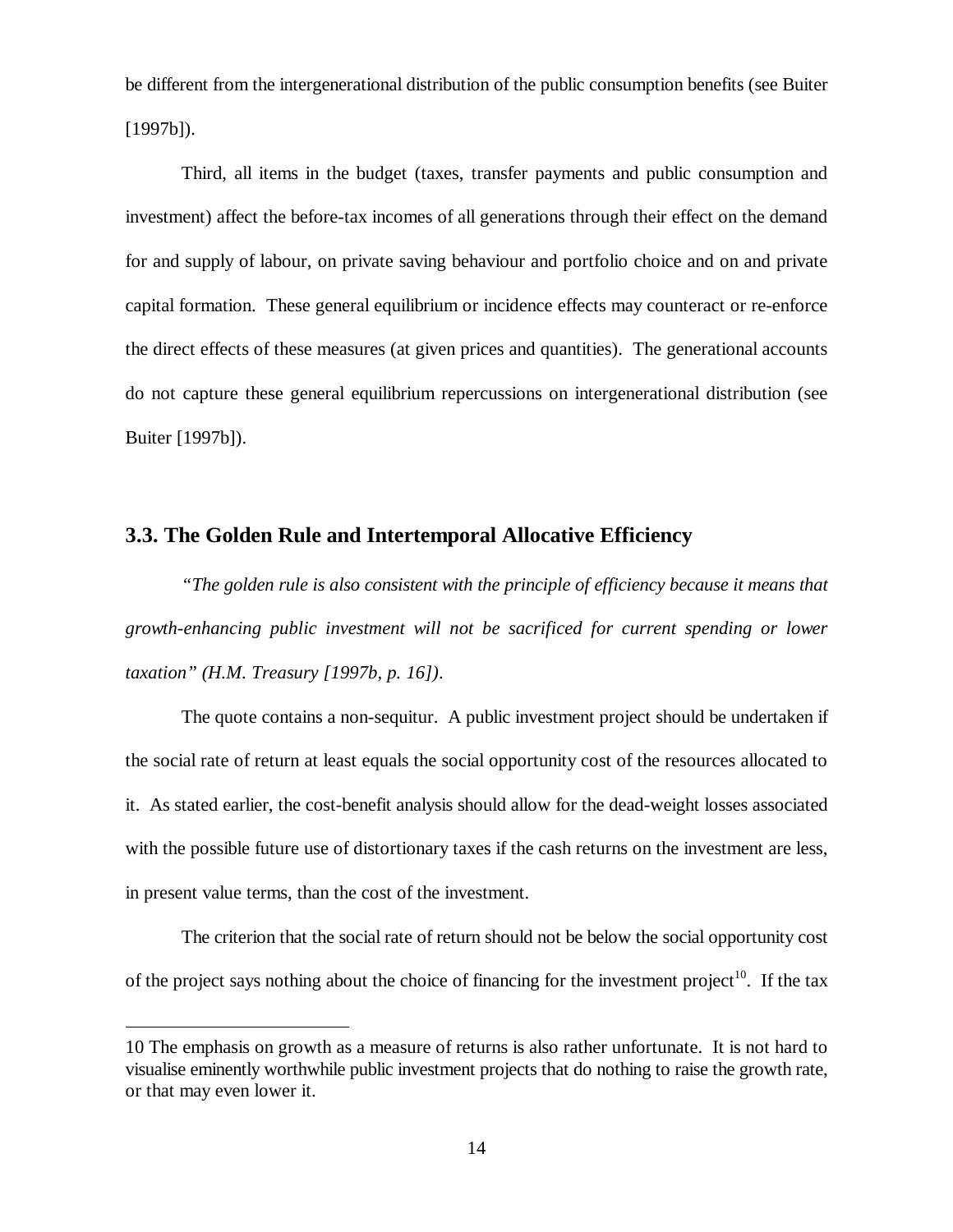be different from the intergenerational distribution of the public consumption benefits (see Buiter [1997b]).

Third, all items in the budget (taxes, transfer payments and public consumption and investment) affect the before-tax incomes of all generations through their effect on the demand for and supply of labour, on private saving behaviour and portfolio choice and on and private capital formation. These general equilibrium or incidence effects may counteract or re-enforce the direct effects of these measures (at given prices and quantities). The generational accounts do not capture these general equilibrium repercussions on intergenerational distribution (see Buiter [1997b]).

### 3.3. The Golden Rule and Intertemporal Allocative Efficiency

*"The golden rule is also consistent with the principle of efficiency because it means that growth-enhancing public investment will not be sacrificed for current spending or lower taxation" (H.M. Treasury [1997b, p. 16]).*

The quote contains a non-sequitur. A public investment project should be undertaken if the social rate of return at least equals the social opportunity cost of the resources allocated to it. As stated earlier, the cost-benefit analysis should allow for the dead-weight losses associated with the possible future use of distortionary taxes if the cash returns on the investment are less, in present value terms, than the cost of the investment.

The criterion that the social rate of return should not be below the social opportunity cost of the project says nothing about the choice of financing for the investment project[10]. If the tax

---

10 The emphasis on growth as a measure of returns is also rather unfortunate. It is not hard to visualise eminently worthwhile public investment projects that do nothing to raise the growth rate, or that may even lower it.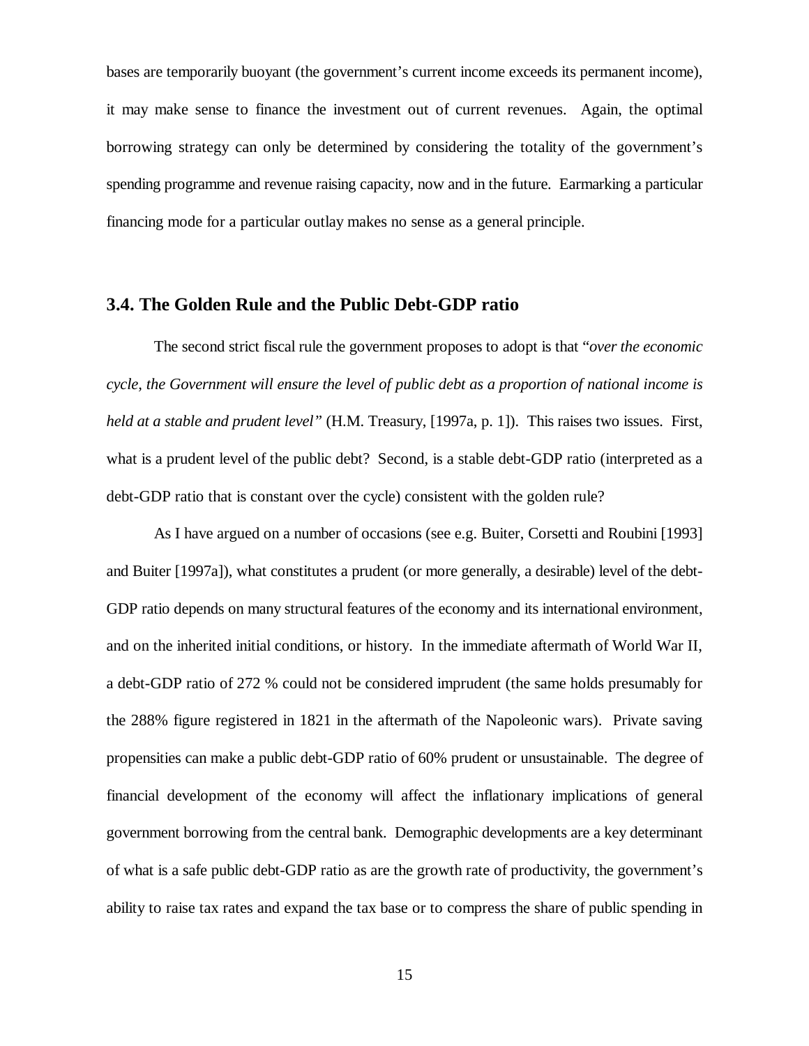bases are temporarily buoyant (the government's current income exceeds its permanent income), it may make sense to finance the investment out of current revenues. Again, the optimal borrowing strategy can only be determined by considering the totality of the government's spending programme and revenue raising capacity, now and in the future. Earmarking a particular financing mode for a particular outlay makes no sense as a general principle.

### 3.4. The Golden Rule and the Public Debt-GDP ratio

The second strict fiscal rule the government proposes to adopt is that "*over the economic cycle, the Government will ensure the level of public debt as a proportion of national income is held at a stable and prudent level"* (H.M. Treasury, [1997a, p. 1]). This raises two issues. First, what is a prudent level of the public debt? Second, is a stable debt-GDP ratio (interpreted as a debt-GDP ratio that is constant over the cycle) consistent with the golden rule?

As I have argued on a number of occasions (see e.g. Buiter, Corsetti and Roubini [1993] and Buiter [1997a]), what constitutes a prudent (or more generally, a desirable) level of the debt-GDP ratio depends on many structural features of the economy and its international environment, and on the inherited initial conditions, or history. In the immediate aftermath of World War II, a debt-GDP ratio of 272 % could not be considered imprudent (the same holds presumably for the 288% figure registered in 1821 in the aftermath of the Napoleonic wars). Private saving propensities can make a public debt-GDP ratio of 60% prudent or unsustainable. The degree of financial development of the economy will affect the inflationary implications of general government borrowing from the central bank. Demographic developments are a key determinant of what is a safe public debt-GDP ratio as are the growth rate of productivity, the government's ability to raise tax rates and expand the tax base or to compress the share of public spending in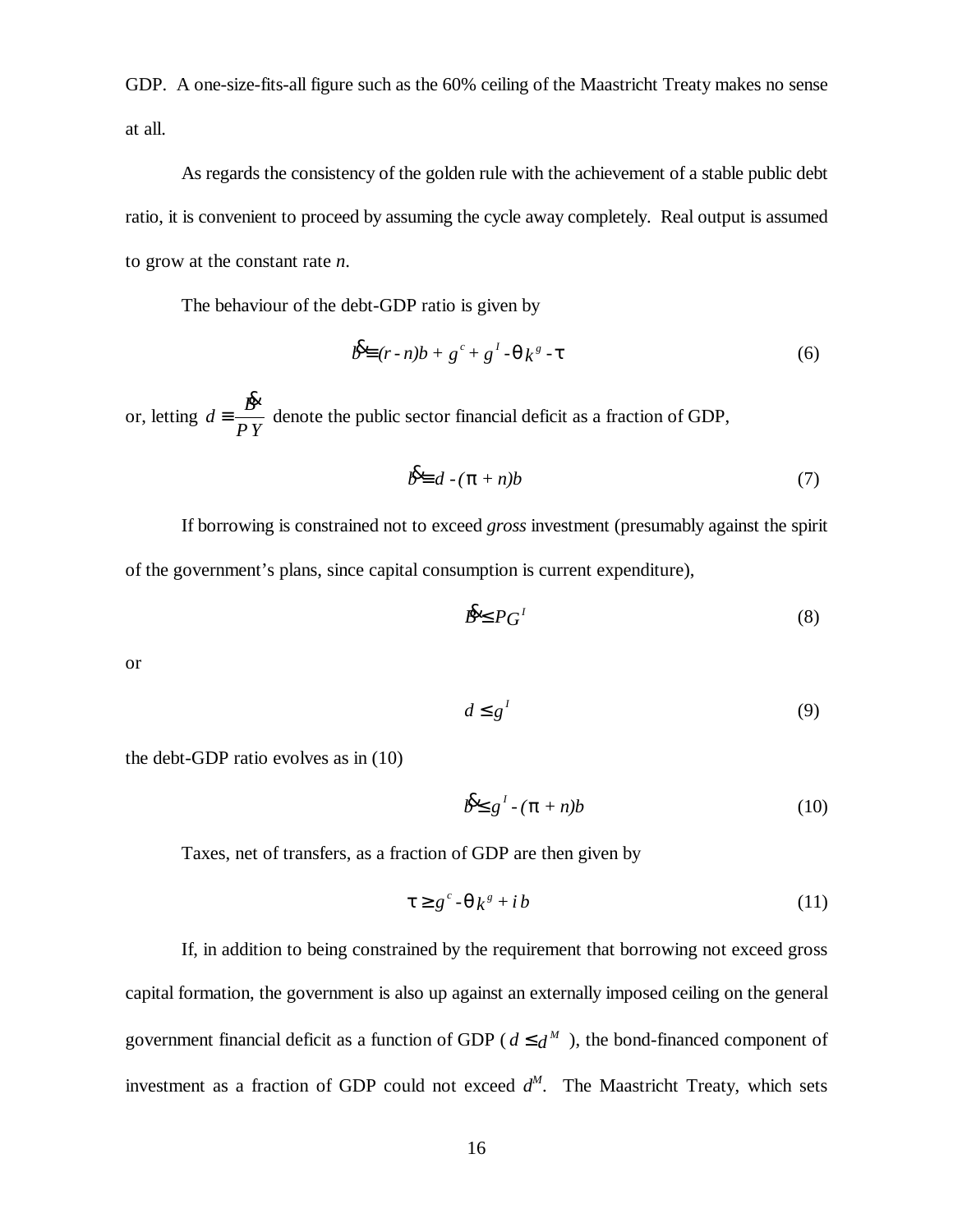GDP. A one-size-fits-all figure such as the 60% ceiling of the Maastricht Treaty makes no sense at all.

As regards the consistency of the golden rule with the achievement of a stable public debt ratio, it is convenient to proceed by assuming the cycle away completely. Real output is assumed to grow at the constant rate *n*.

The behaviour of the debt-GDP ratio is given by

$$\dot{b} \equiv (r - n)b + g^c + g^I - \theta k^g - \tau \tag{6}$$

or, letting $d \equiv \frac{\dot{B}}{PY}$ denote the public sector financial deficit as a fraction of GDP,

$$\dot{b} \equiv d - (\pi + n)b \tag{7}$$

If borrowing is constrained not to exceed *gross* investment (presumably against the spirit of the government's plans, since capital consumption is current expenditure),

$$\dot{B} \leq PG^I \tag{8}$$

or

$$d \leq g^I \tag{9}$$

the debt-GDP ratio evolves as in (10)

$$\dot{b} \leq g^I - (\pi + n)b \tag{10}$$

Taxes, net of transfers, as a fraction of GDP are then given by

$$\tau \geq g^c - \theta k^g + i\, b \tag{11}$$

If, in addition to being constrained by the requirement that borrowing not exceed gross capital formation, the government is also up against an externally imposed ceiling on the general government financial deficit as a function of GDP ( $d \leq d^M$ ), the bond-financed component of investment as a fraction of GDP could not exceed $d^M$. The Maastricht Treaty, which sets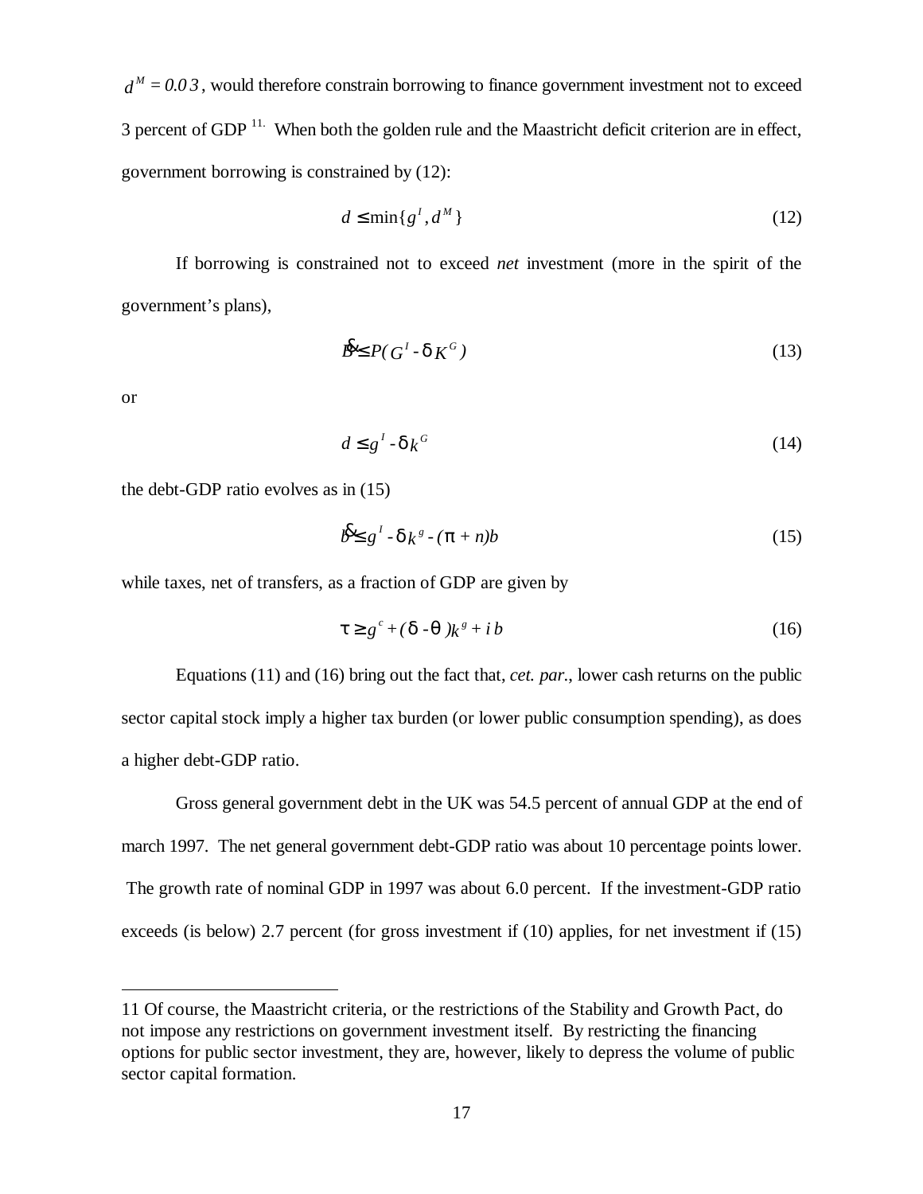$d^M = 0.03$, would therefore constrain borrowing to finance government investment not to exceed 3 percent of GDP [11]. When both the golden rule and the Maastricht deficit criterion are in effect, government borrowing is constrained by (12):

$$d \leq \min\{g^I, d^M\} \tag{12}$$

If borrowing is constrained not to exceed *net* investment (more in the spirit of the government's plans),

$$\dot{B} \leq P(G^I - \delta K^G) \tag{13}$$

or

$$d \leq g^I - \delta k^G \tag{14}$$

the debt-GDP ratio evolves as in (15)

$$\dot{b} \leq g^I - \delta k^g - (\pi + n)b \tag{15}$$

while taxes, net of transfers, as a fraction of GDP are given by

$$\tau \geq g^c + (\delta - \theta)k^g + i\,b \tag{16}$$

Equations (11) and (16) bring out the fact that, *cet. par.*, lower cash returns on the public sector capital stock imply a higher tax burden (or lower public consumption spending), as does a higher debt-GDP ratio.

Gross general government debt in the UK was 54.5 percent of annual GDP at the end of march 1997. The net general government debt-GDP ratio was about 10 percentage points lower. The growth rate of nominal GDP in 1997 was about 6.0 percent. If the investment-GDP ratio exceeds (is below) 2.7 percent (for gross investment if (10) applies, for net investment if (15)

---

11 Of course, the Maastricht criteria, or the restrictions of the Stability and Growth Pact, do not impose any restrictions on government investment itself. By restricting the financing options for public sector investment, they are, however, likely to depress the volume of public sector capital formation.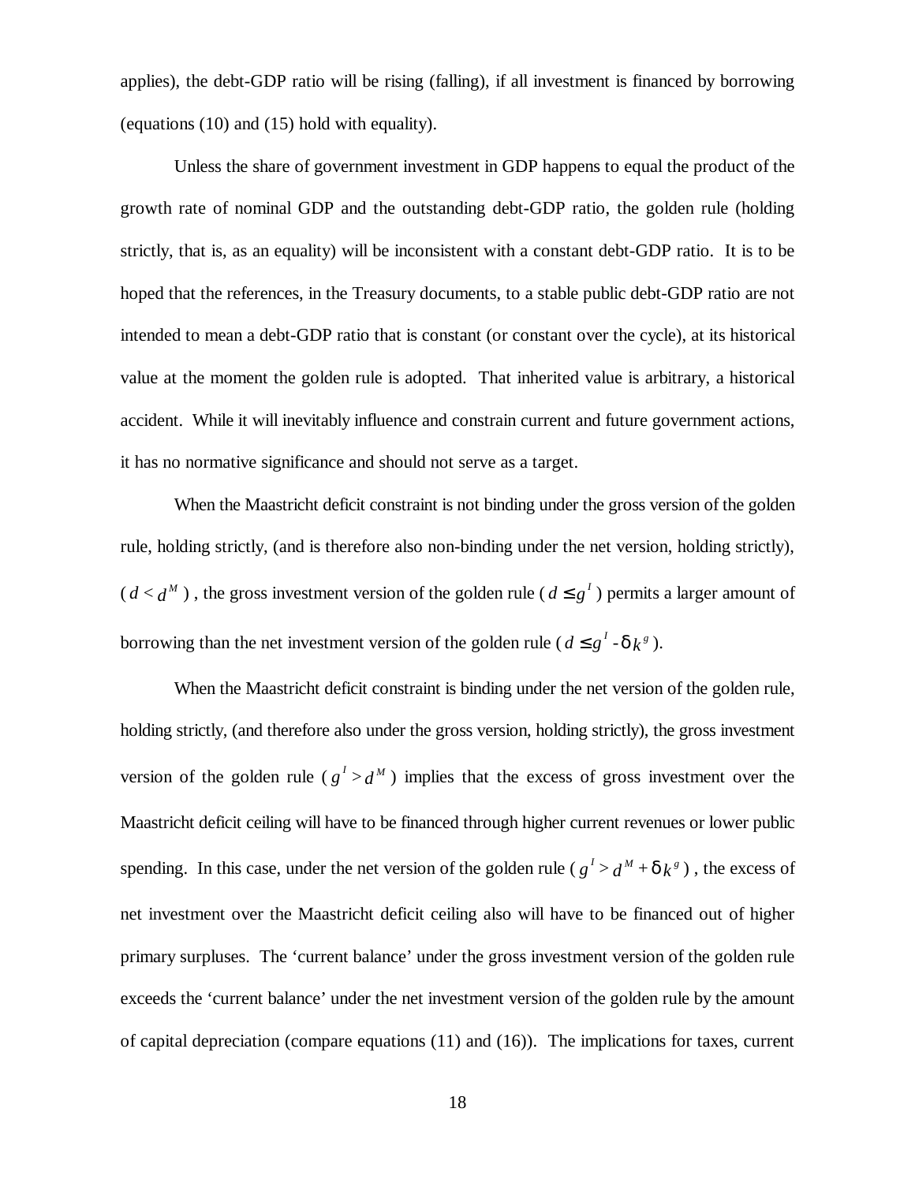applies), the debt-GDP ratio will be rising (falling), if all investment is financed by borrowing (equations (10) and (15) hold with equality).

Unless the share of government investment in GDP happens to equal the product of the growth rate of nominal GDP and the outstanding debt-GDP ratio, the golden rule (holding strictly, that is, as an equality) will be inconsistent with a constant debt-GDP ratio. It is to be hoped that the references, in the Treasury documents, to a stable public debt-GDP ratio are not intended to mean a debt-GDP ratio that is constant (or constant over the cycle), at its historical value at the moment the golden rule is adopted. That inherited value is arbitrary, a historical accident. While it will inevitably influence and constrain current and future government actions, it has no normative significance and should not serve as a target.

When the Maastricht deficit constraint is not binding under the gross version of the golden rule, holding strictly, (and is therefore also non-binding under the net version, holding strictly), ($d < d^M$), the gross investment version of the golden rule ($d \leq g^I$) permits a larger amount of borrowing than the net investment version of the golden rule ($d \leq g^I - \delta k^g$).

When the Maastricht deficit constraint is binding under the net version of the golden rule, holding strictly, (and therefore also under the gross version, holding strictly), the gross investment version of the golden rule ($g^I > d^M$) implies that the excess of gross investment over the Maastricht deficit ceiling will have to be financed through higher current revenues or lower public spending. In this case, under the net version of the golden rule ($g^I > d^M + \delta k^g$), the excess of net investment over the Maastricht deficit ceiling also will have to be financed out of higher primary surpluses. The 'current balance' under the gross investment version of the golden rule exceeds the 'current balance' under the net investment version of the golden rule by the amount of capital depreciation (compare equations (11) and (16)). The implications for taxes, current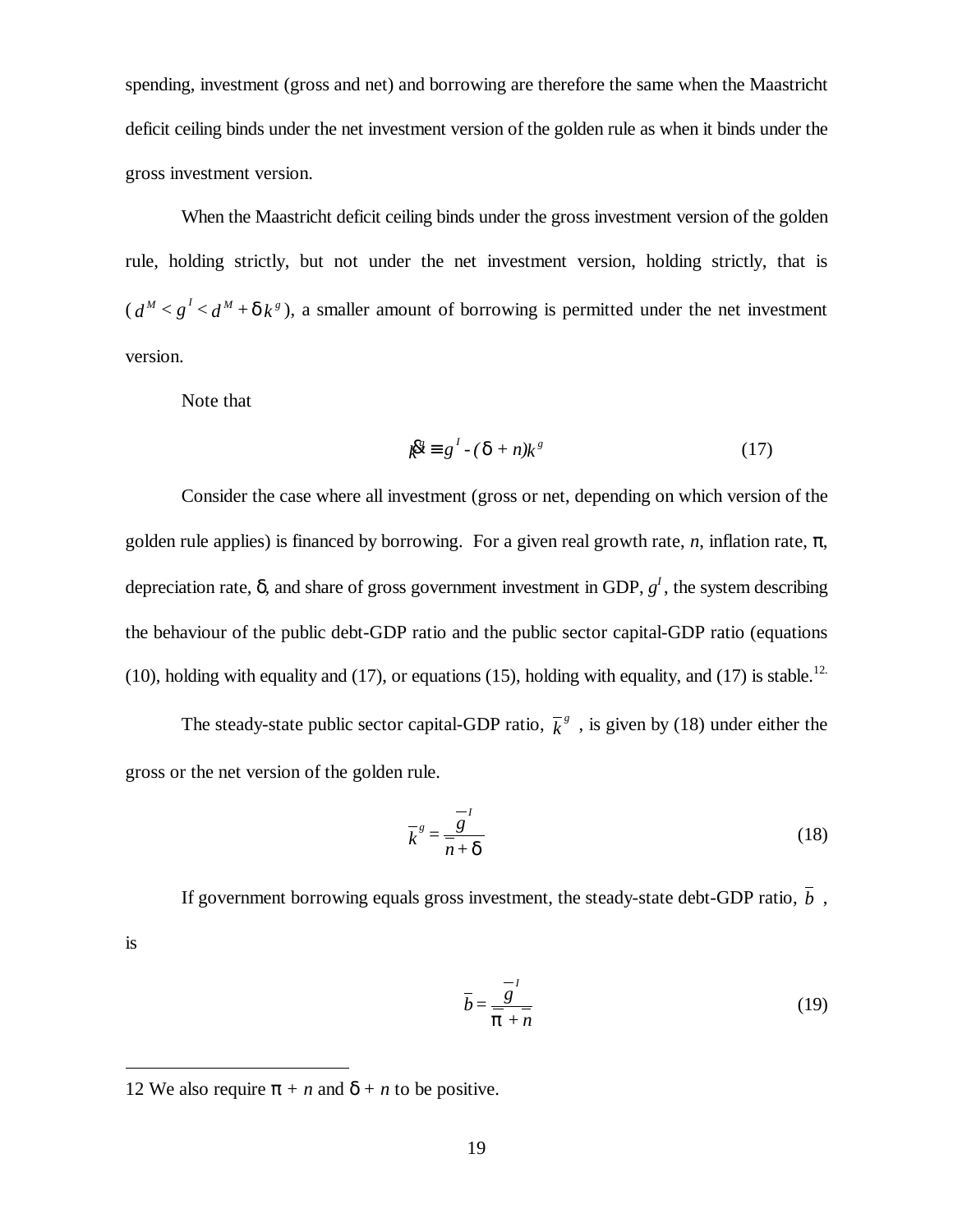spending, investment (gross and net) and borrowing are therefore the same when the Maastricht deficit ceiling binds under the net investment version of the golden rule as when it binds under the gross investment version.

When the Maastricht deficit ceiling binds under the gross investment version of the golden rule, holding strictly, but not under the net investment version, holding strictly, that is ($d^M < g^I < d^M + \delta k^g$), a smaller amount of borrowing is permitted under the net investment version.

Note that

$$\dot{k}^g \equiv g^I - (\delta + n)k^g \tag{17}$$

Consider the case where all investment (gross or net, depending on which version of the golden rule applies) is financed by borrowing. For a given real growth rate, $n$, inflation rate, $\pi$, depreciation rate, $\delta$, and share of gross government investment in GDP, $g^I$, the system describing the behaviour of the public debt-GDP ratio and the public sector capital-GDP ratio (equations (10), holding with equality and (17), or equations (15), holding with equality, and (17) is stable.[12]

The steady-state public sector capital-GDP ratio, $\bar{k}^g$, is given by (18) under either the gross or the net version of the golden rule.

$$\bar{k}^g = \frac{\bar{g}^I}{\bar{n} + \delta} \tag{18}$$

If government borrowing equals gross investment, the steady-state debt-GDP ratio, $\bar{b}$, is

$$\bar{b} = \frac{\bar{g}^I}{\bar{\pi} + \bar{n}} \tag{19}$$

---

12 We also require $\pi + n$ and $\delta + n$ to be positive.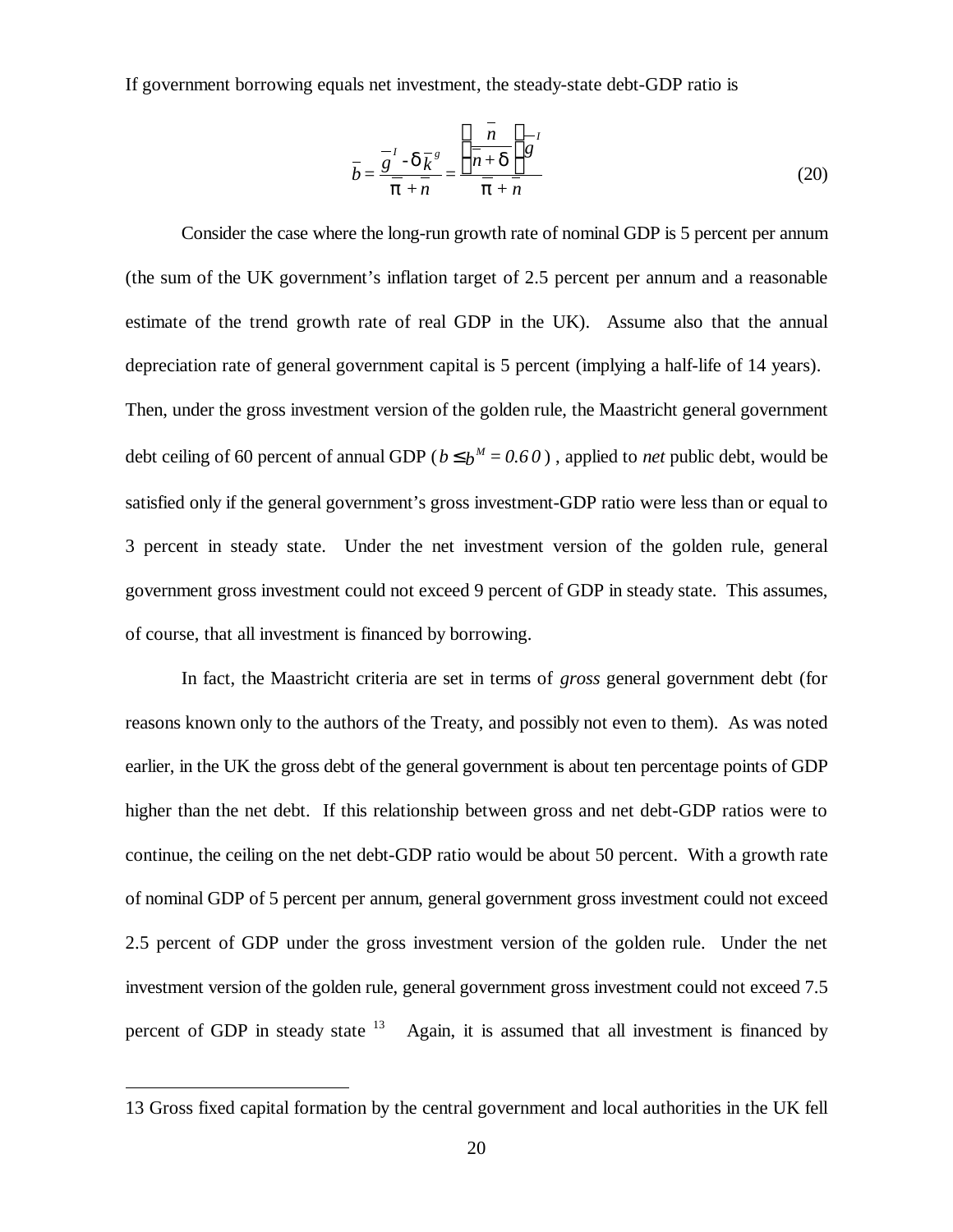If government borrowing equals net investment, the steady-state debt-GDP ratio is

$$\bar{b} = \frac{\bar{g}^I - \delta \bar{k}^g}{\bar{\pi} + \bar{n}} = \frac{\left(\frac{\bar{n}}{\bar{n}+\delta}\right)\bar{g}^I}{\bar{\pi} + \bar{n}} \tag{20}$$

Consider the case where the long-run growth rate of nominal GDP is 5 percent per annum (the sum of the UK government's inflation target of 2.5 percent per annum and a reasonable estimate of the trend growth rate of real GDP in the UK). Assume also that the annual depreciation rate of general government capital is 5 percent (implying a half-life of 14 years). Then, under the gross investment version of the golden rule, the Maastricht general government debt ceiling of 60 percent of annual GDP ($b \leq b^M = 0.60$), applied to *net* public debt, would be satisfied only if the general government's gross investment-GDP ratio were less than or equal to 3 percent in steady state. Under the net investment version of the golden rule, general government gross investment could not exceed 9 percent of GDP in steady state. This assumes, of course, that all investment is financed by borrowing.

In fact, the Maastricht criteria are set in terms of *gross* general government debt (for reasons known only to the authors of the Treaty, and possibly not even to them). As was noted earlier, in the UK the gross debt of the general government is about ten percentage points of GDP higher than the net debt. If this relationship between gross and net debt-GDP ratios were to continue, the ceiling on the net debt-GDP ratio would be about 50 percent. With a growth rate of nominal GDP of 5 percent per annum, general government gross investment could not exceed 2.5 percent of GDP under the gross investment version of the golden rule. Under the net investment version of the golden rule, general government gross investment could not exceed 7.5 percent of GDP in steady state [13] Again, it is assumed that all investment is financed by

13 Gross fixed capital formation by the central government and local authorities in the UK fell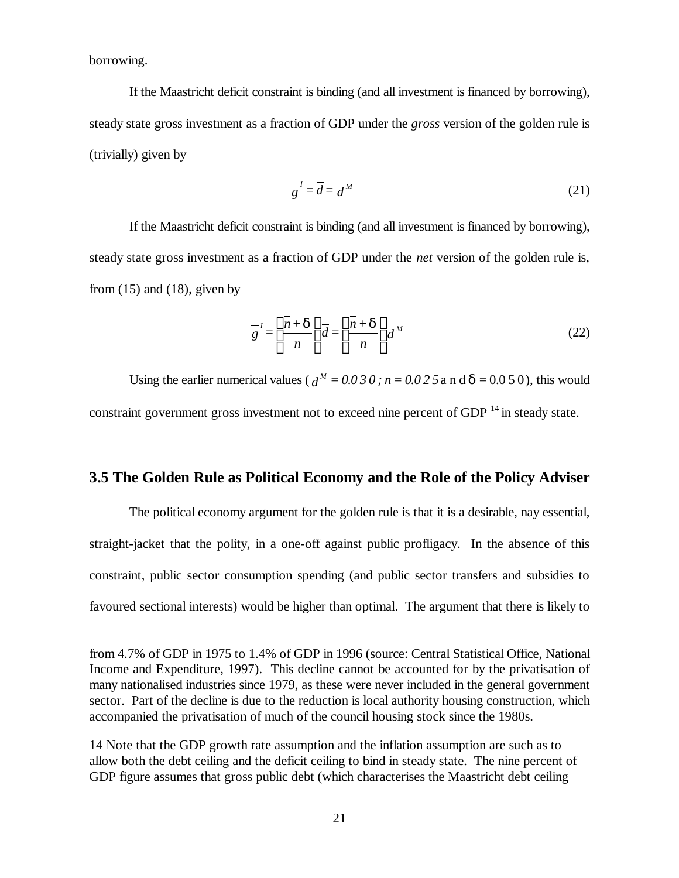borrowing.

If the Maastricht deficit constraint is binding (and all investment is financed by borrowing), steady state gross investment as a fraction of GDP under the *gross* version of the golden rule is (trivially) given by

$$\bar{g}^{I} = \bar{d} = d^{M} \tag{21}$$

If the Maastricht deficit constraint is binding (and all investment is financed by borrowing), steady state gross investment as a fraction of GDP under the *net* version of the golden rule is, from (15) and (18), given by

$$\bar{g}^{I} = \left(\frac{\bar{n} + \delta}{\bar{n}}\right)\bar{d} = \left(\frac{\bar{n} + \delta}{\bar{n}}\right)d^{M} \tag{22}$$

Using the earlier numerical values ($d^{M} = 0.030$; $n = 0.025$ and $\delta = 0.050$), this would constraint government gross investment not to exceed nine percent of GDP [14] in steady state.

### 3.5 The Golden Rule as Political Economy and the Role of the Policy Adviser

The political economy argument for the golden rule is that it is a desirable, nay essential, straight-jacket that the polity, in a one-off against public profligacy. In the absence of this constraint, public sector consumption spending (and public sector transfers and subsidies to favoured sectional interests) would be higher than optimal. The argument that there is likely to

---

from 4.7% of GDP in 1975 to 1.4% of GDP in 1996 (source: Central Statistical Office, National Income and Expenditure, 1997). This decline cannot be accounted for by the privatisation of many nationalised industries since 1979, as these were never included in the general government sector. Part of the decline is due to the reduction is local authority housing construction, which accompanied the privatisation of much of the council housing stock since the 1980s.

14 Note that the GDP growth rate assumption and the inflation assumption are such as to allow both the debt ceiling and the deficit ceiling to bind in steady state. The nine percent of GDP figure assumes that gross public debt (which characterises the Maastricht debt ceiling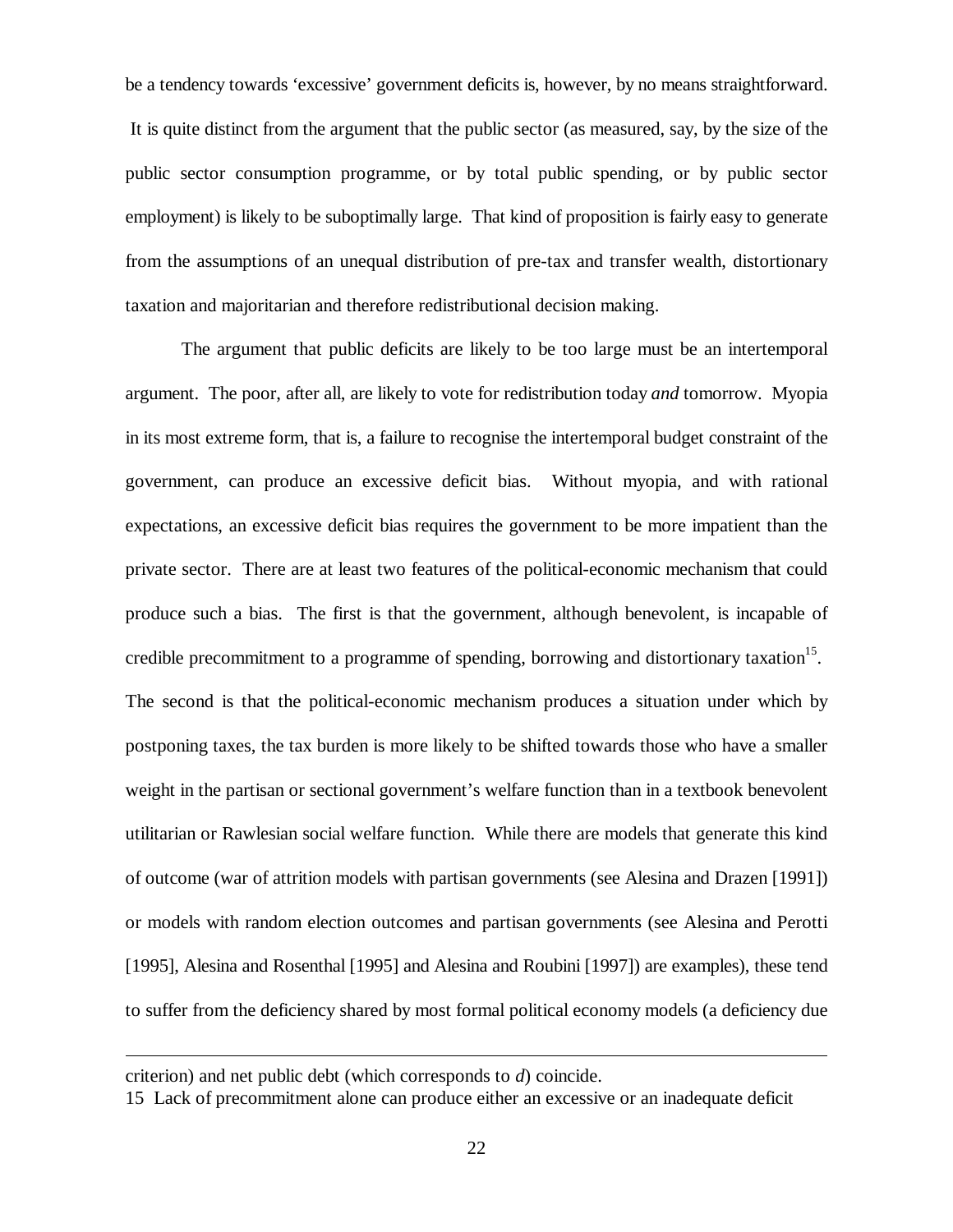be a tendency towards 'excessive' government deficits is, however, by no means straightforward. It is quite distinct from the argument that the public sector (as measured, say, by the size of the public sector consumption programme, or by total public spending, or by public sector employment) is likely to be suboptimally large. That kind of proposition is fairly easy to generate from the assumptions of an unequal distribution of pre-tax and transfer wealth, distortionary taxation and majoritarian and therefore redistributional decision making.

The argument that public deficits are likely to be too large must be an intertemporal argument. The poor, after all, are likely to vote for redistribution today *and* tomorrow. Myopia in its most extreme form, that is, a failure to recognise the intertemporal budget constraint of the government, can produce an excessive deficit bias. Without myopia, and with rational expectations, an excessive deficit bias requires the government to be more impatient than the private sector. There are at least two features of the political-economic mechanism that could produce such a bias. The first is that the government, although benevolent, is incapable of credible precommitment to a programme of spending, borrowing and distortionary taxation[15]. The second is that the political-economic mechanism produces a situation under which by postponing taxes, the tax burden is more likely to be shifted towards those who have a smaller weight in the partisan or sectional government's welfare function than in a textbook benevolent utilitarian or Rawlesian social welfare function. While there are models that generate this kind of outcome (war of attrition models with partisan governments (see Alesina and Drazen [1991]) or models with random election outcomes and partisan governments (see Alesina and Perotti [1995], Alesina and Rosenthal [1995] and Alesina and Roubini [1997]) are examples), these tend to suffer from the deficiency shared by most formal political economy models (a deficiency due

---

criterion) and net public debt (which corresponds to $d$) coincide.

15 Lack of precommitment alone can produce either an excessive or an inadequate deficit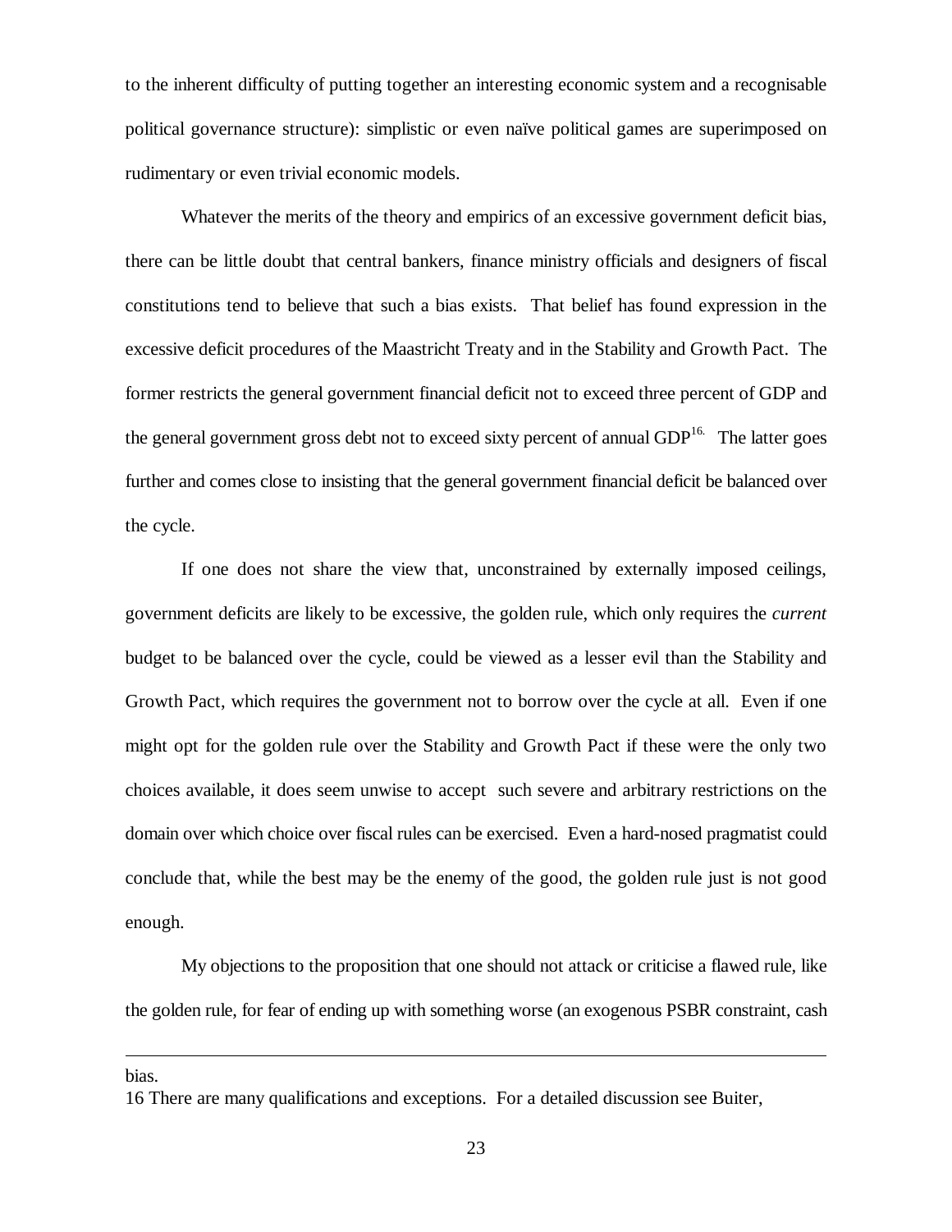to the inherent difficulty of putting together an interesting economic system and a recognisable political governance structure): simplistic or even naïve political games are superimposed on rudimentary or even trivial economic models.

Whatever the merits of the theory and empirics of an excessive government deficit bias, there can be little doubt that central bankers, finance ministry officials and designers of fiscal constitutions tend to believe that such a bias exists. That belief has found expression in the excessive deficit procedures of the Maastricht Treaty and in the Stability and Growth Pact. The former restricts the general government financial deficit not to exceed three percent of GDP and the general government gross debt not to exceed sixty percent of annual GDP[16]. The latter goes further and comes close to insisting that the general government financial deficit be balanced over the cycle.

If one does not share the view that, unconstrained by externally imposed ceilings, government deficits are likely to be excessive, the golden rule, which only requires the *current* budget to be balanced over the cycle, could be viewed as a lesser evil than the Stability and Growth Pact, which requires the government not to borrow over the cycle at all. Even if one might opt for the golden rule over the Stability and Growth Pact if these were the only two choices available, it does seem unwise to accept such severe and arbitrary restrictions on the domain over which choice over fiscal rules can be exercised. Even a hard-nosed pragmatist could conclude that, while the best may be the enemy of the good, the golden rule just is not good enough.

My objections to the proposition that one should not attack or criticise a flawed rule, like the golden rule, for fear of ending up with something worse (an exogenous PSBR constraint, cash

---

bias.

16 There are many qualifications and exceptions. For a detailed discussion see Buiter,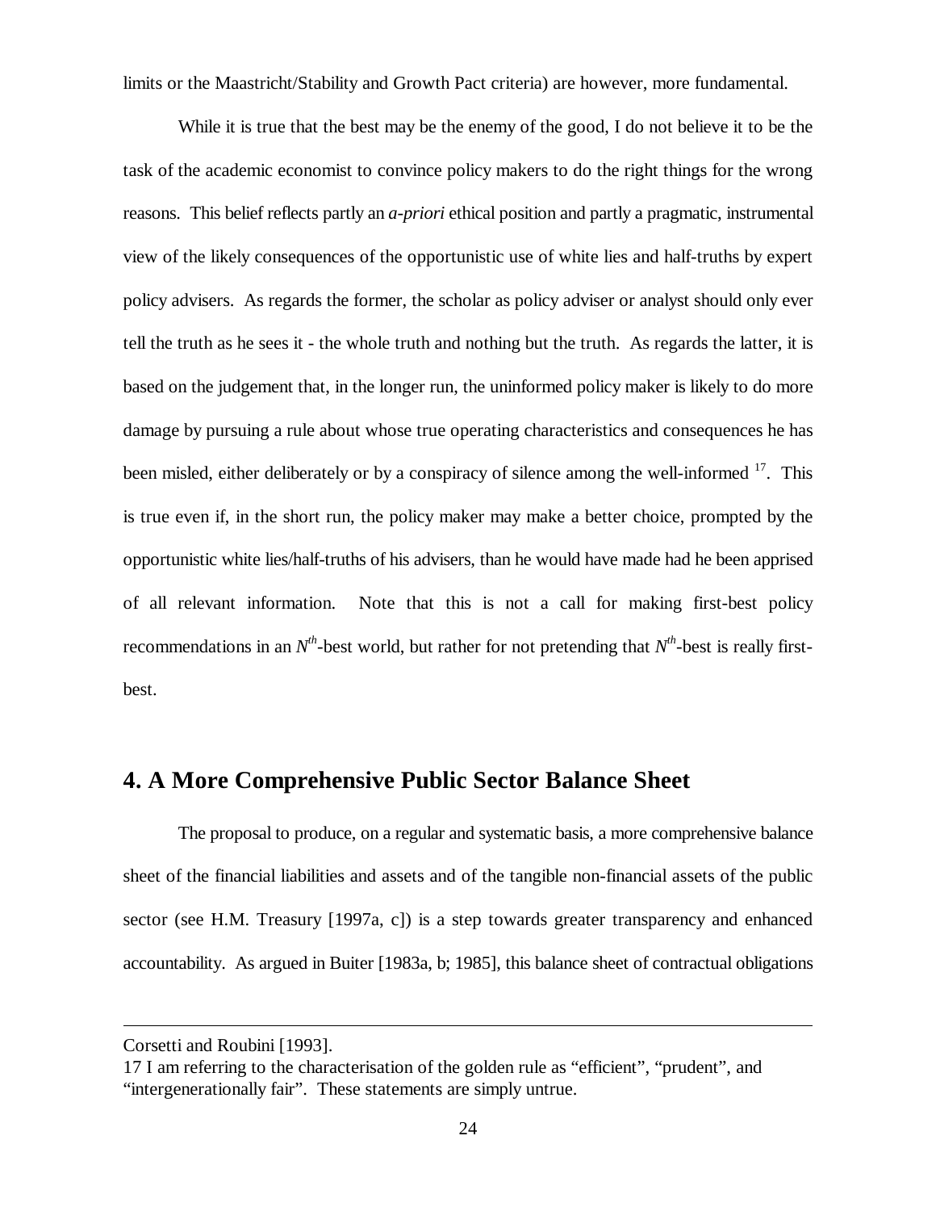limits or the Maastricht/Stability and Growth Pact criteria) are however, more fundamental.

While it is true that the best may be the enemy of the good, I do not believe it to be the task of the academic economist to convince policy makers to do the right things for the wrong reasons. This belief reflects partly an *a-priori* ethical position and partly a pragmatic, instrumental view of the likely consequences of the opportunistic use of white lies and half-truths by expert policy advisers. As regards the former, the scholar as policy adviser or analyst should only ever tell the truth as he sees it - the whole truth and nothing but the truth. As regards the latter, it is based on the judgement that, in the longer run, the uninformed policy maker is likely to do more damage by pursuing a rule about whose true operating characteristics and consequences he has been misled, either deliberately or by a conspiracy of silence among the well-informed [17]. This is true even if, in the short run, the policy maker may make a better choice, prompted by the opportunistic white lies/half-truths of his advisers, than he would have made had he been apprised of all relevant information. Note that this is not a call for making first-best policy recommendations in an $N^{th}$-best world, but rather for not pretending that $N^{th}$-best is really first-best.

## 4. A More Comprehensive Public Sector Balance Sheet

The proposal to produce, on a regular and systematic basis, a more comprehensive balance sheet of the financial liabilities and assets and of the tangible non-financial assets of the public sector (see H.M. Treasury [1997a, c]) is a step towards greater transparency and enhanced accountability. As argued in Buiter [1983a, b; 1985], this balance sheet of contractual obligations

---

Corsetti and Roubini [1993].

17 I am referring to the characterisation of the golden rule as "efficient", "prudent", and "intergenerationally fair". These statements are simply untrue.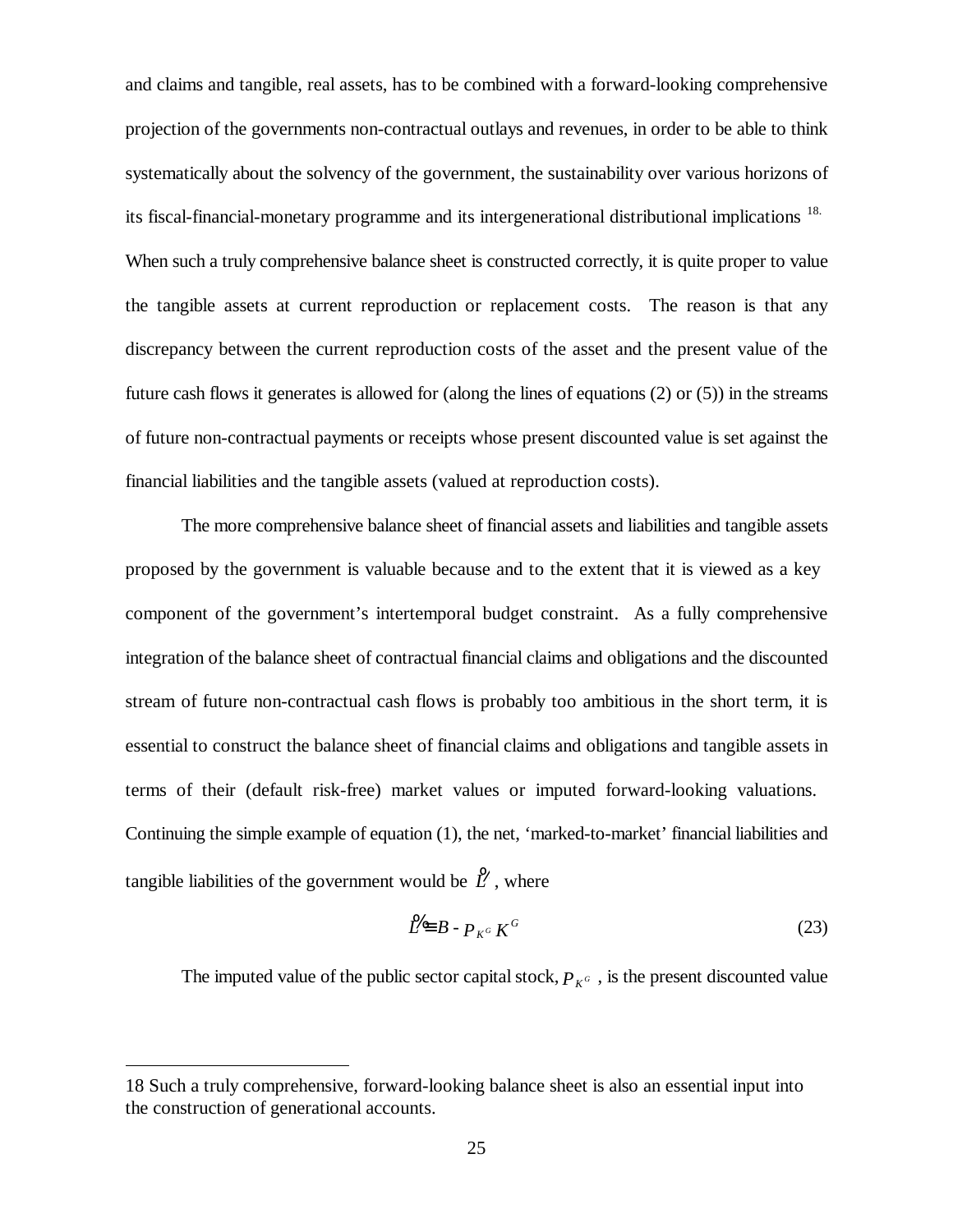and claims and tangible, real assets, has to be combined with a forward-looking comprehensive projection of the governments non-contractual outlays and revenues, in order to be able to think systematically about the solvency of the government, the sustainability over various horizons of its fiscal-financial-monetary programme and its intergenerational distributional implications [18]. When such a truly comprehensive balance sheet is constructed correctly, it is quite proper to value the tangible assets at current reproduction or replacement costs. The reason is that any discrepancy between the current reproduction costs of the asset and the present value of the future cash flows it generates is allowed for (along the lines of equations (2) or (5)) in the streams of future non-contractual payments or receipts whose present discounted value is set against the financial liabilities and the tangible assets (valued at reproduction costs).

The more comprehensive balance sheet of financial assets and liabilities and tangible assets proposed by the government is valuable because and to the extent that it is viewed as a key component of the government's intertemporal budget constraint. As a fully comprehensive integration of the balance sheet of contractual financial claims and obligations and the discounted stream of future non-contractual cash flows is probably too ambitious in the short term, it is essential to construct the balance sheet of financial claims and obligations and tangible assets in terms of their (default risk-free) market values or imputed forward-looking valuations. Continuing the simple example of equation (1), the net, 'marked-to-market' financial liabilities and tangible liabilities of the government would be $\tilde{L}$, where

$$\tilde{L} \equiv B - p_{K^G} K^G \tag{23}$$

The imputed value of the public sector capital stock, $p_{K^G}$, is the present discounted value

---

18 Such a truly comprehensive, forward-looking balance sheet is also an essential input into the construction of generational accounts.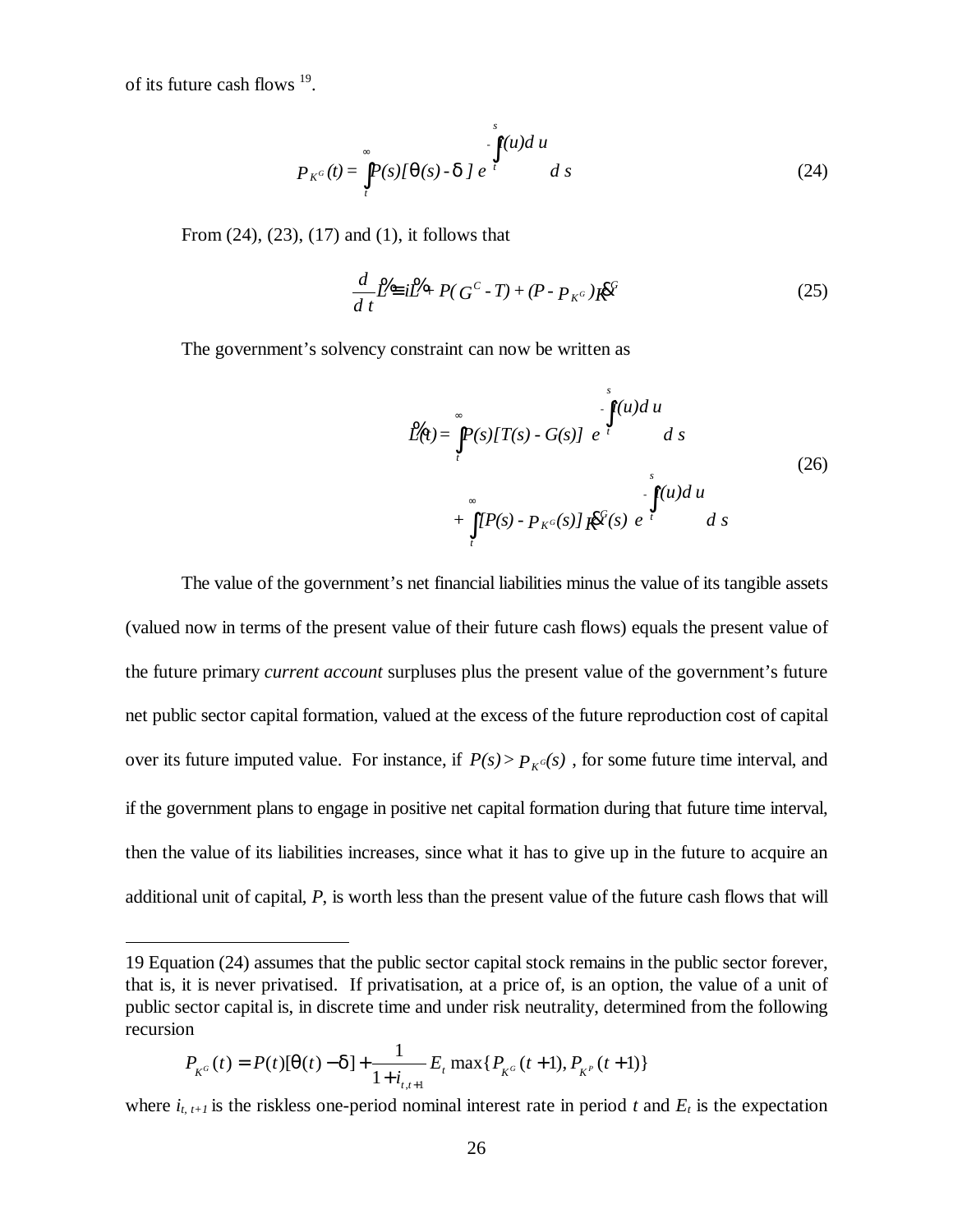of its future cash flows [19].

$$P_{K^G}(t) = \int_t^\infty P(s)[\theta(s) - \delta]\, e^{-\int_t^s i(u)du}\, ds \tag{24}$$

From (24), (23), (17) and (1), it follows that

$$\frac{d}{dt}\tilde{L} \equiv i\tilde{L} + P(G^C - T) + (P - P_{K^G})\dot{K}^G \tag{25}$$

The government's solvency constraint can now be written as

$$\begin{aligned}\tilde{L}(t) = &\int_t^\infty P(s)[T(s) - G(s)]\, e^{-\int_t^s i(u)du}\, ds \\ &+ \int_t^\infty [P(s) - P_{K^G}(s)]\, \dot{K}^G(s)\, e^{-\int_t^s i(u)du}\, ds\end{aligned} \tag{26}$$

The value of the government's net financial liabilities minus the value of its tangible assets (valued now in terms of the present value of their future cash flows) equals the present value of the future primary *current account* surpluses plus the present value of the government's future net public sector capital formation, valued at the excess of the future reproduction cost of capital over its future imputed value. For instance, if $P(s) > P_{K^G}(s)$, for some future time interval, and if the government plans to engage in positive net capital formation during that future time interval, then the value of its liabilities increases, since what it has to give up in the future to acquire an additional unit of capital, *P*, is worth less than the present value of the future cash flows that will

---

19 Equation (24) assumes that the public sector capital stock remains in the public sector forever, that is, it is never privatised. If privatisation, at a price of, is an option, the value of a unit of public sector capital is, in discrete time and under risk neutrality, determined from the following recursion

$$P_{K^G}(t) = P(t)[\theta(t) - \delta] + \frac{1}{1 + i_{t,t+1}} E_t \max\{P_{K^G}(t+1), P_{K^P}(t+1)\}$$

where $i_{t,\,t+1}$ is the riskless one-period nominal interest rate in period *t* and $E_t$ is the expectation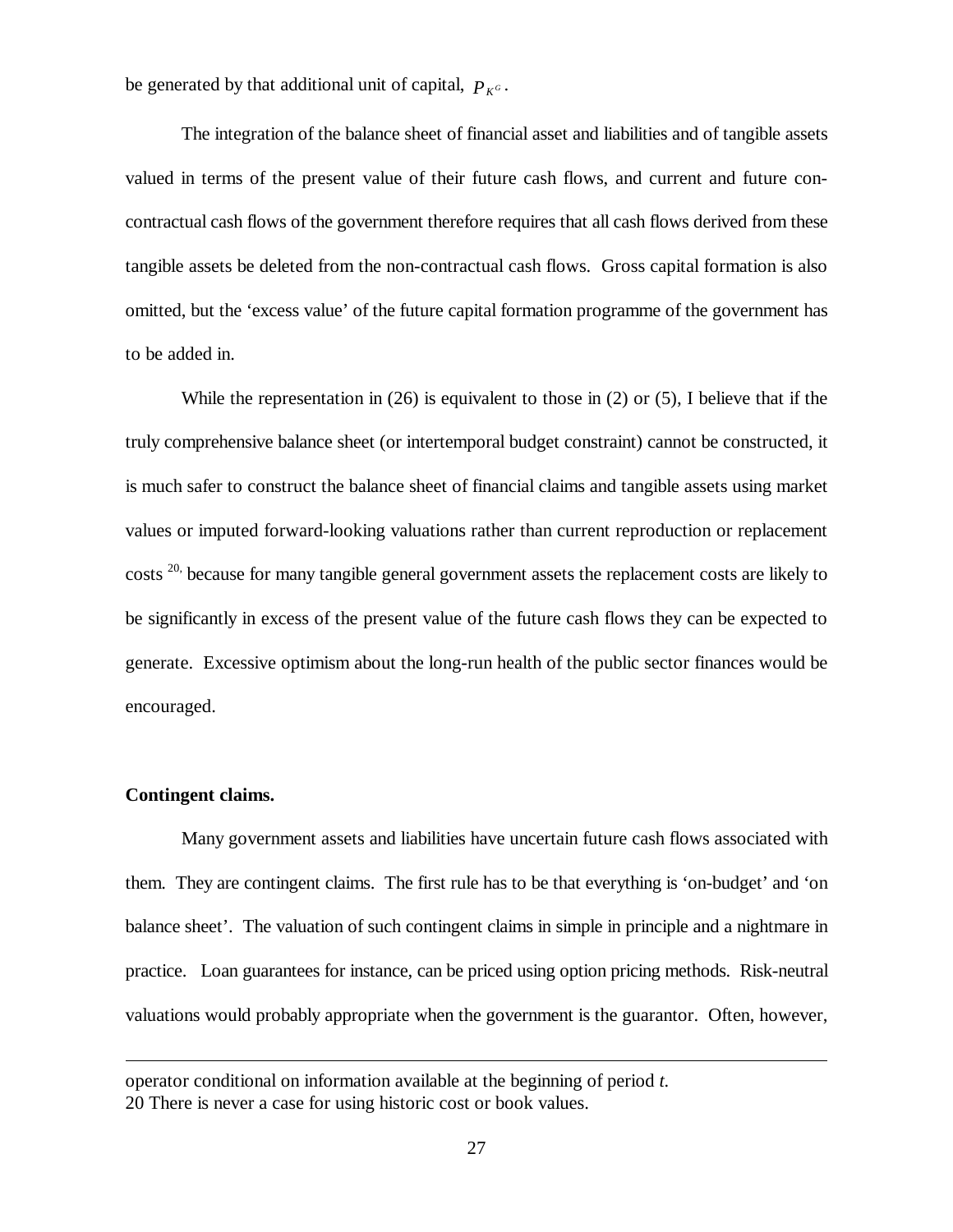be generated by that additional unit of capital, $P_{K^G}$.

The integration of the balance sheet of financial asset and liabilities and of tangible assets valued in terms of the present value of their future cash flows, and current and future con-contractual cash flows of the government therefore requires that all cash flows derived from these tangible assets be deleted from the non-contractual cash flows. Gross capital formation is also omitted, but the 'excess value' of the future capital formation programme of the government has to be added in.

While the representation in (26) is equivalent to those in (2) or (5), I believe that if the truly comprehensive balance sheet (or intertemporal budget constraint) cannot be constructed, it is much safer to construct the balance sheet of financial claims and tangible assets using market values or imputed forward-looking valuations rather than current reproduction or replacement costs [20], because for many tangible general government assets the replacement costs are likely to be significantly in excess of the present value of the future cash flows they can be expected to generate. Excessive optimism about the long-run health of the public sector finances would be encouraged.

**Contingent claims.**

Many government assets and liabilities have uncertain future cash flows associated with them. They are contingent claims. The first rule has to be that everything is 'on-budget' and 'on balance sheet'. The valuation of such contingent claims in simple in principle and a nightmare in practice. Loan guarantees for instance, can be priced using option pricing methods. Risk-neutral valuations would probably appropriate when the government is the guarantor. Often, however,

---

operator conditional on information available at the beginning of period *t*.

20 There is never a case for using historic cost or book values.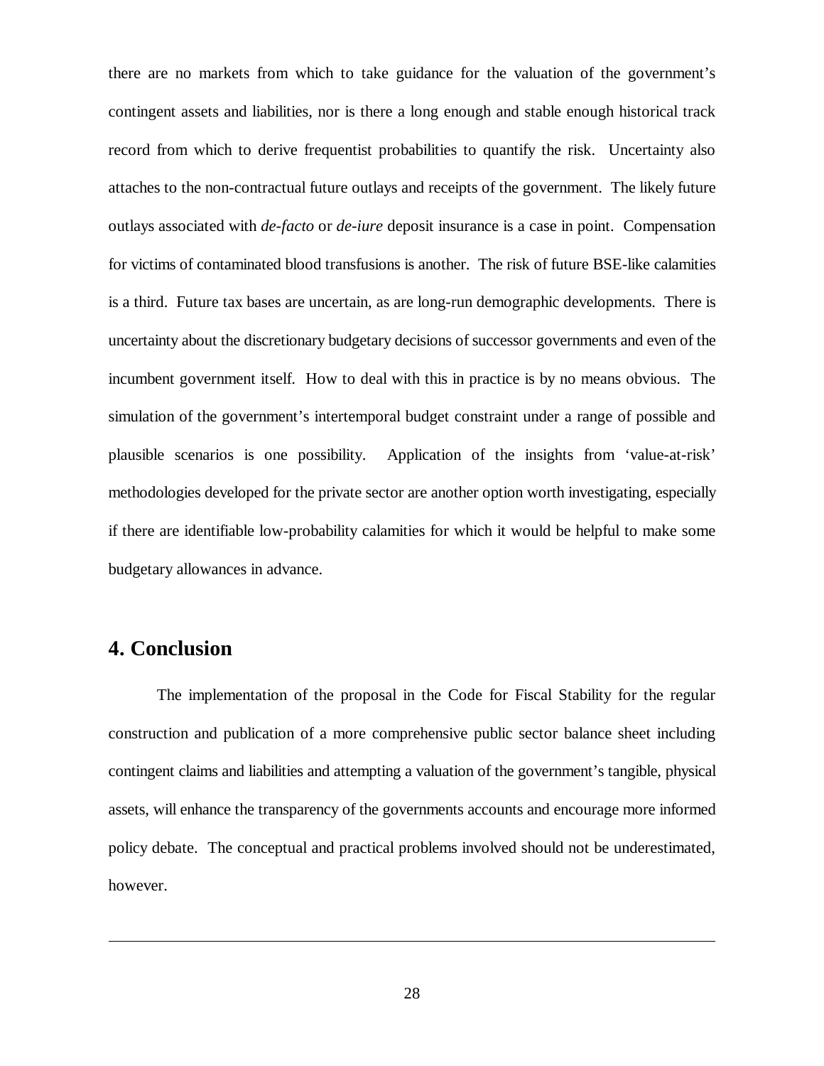there are no markets from which to take guidance for the valuation of the government's contingent assets and liabilities, nor is there a long enough and stable enough historical track record from which to derive frequentist probabilities to quantify the risk. Uncertainty also attaches to the non-contractual future outlays and receipts of the government. The likely future outlays associated with *de-facto* or *de-iure* deposit insurance is a case in point. Compensation for victims of contaminated blood transfusions is another. The risk of future BSE-like calamities is a third. Future tax bases are uncertain, as are long-run demographic developments. There is uncertainty about the discretionary budgetary decisions of successor governments and even of the incumbent government itself. How to deal with this in practice is by no means obvious. The simulation of the government's intertemporal budget constraint under a range of possible and plausible scenarios is one possibility. Application of the insights from 'value-at-risk' methodologies developed for the private sector are another option worth investigating, especially if there are identifiable low-probability calamities for which it would be helpful to make some budgetary allowances in advance.

## 4. Conclusion

The implementation of the proposal in the Code for Fiscal Stability for the regular construction and publication of a more comprehensive public sector balance sheet including contingent claims and liabilities and attempting a valuation of the government's tangible, physical assets, will enhance the transparency of the governments accounts and encourage more informed policy debate. The conceptual and practical problems involved should not be underestimated, however.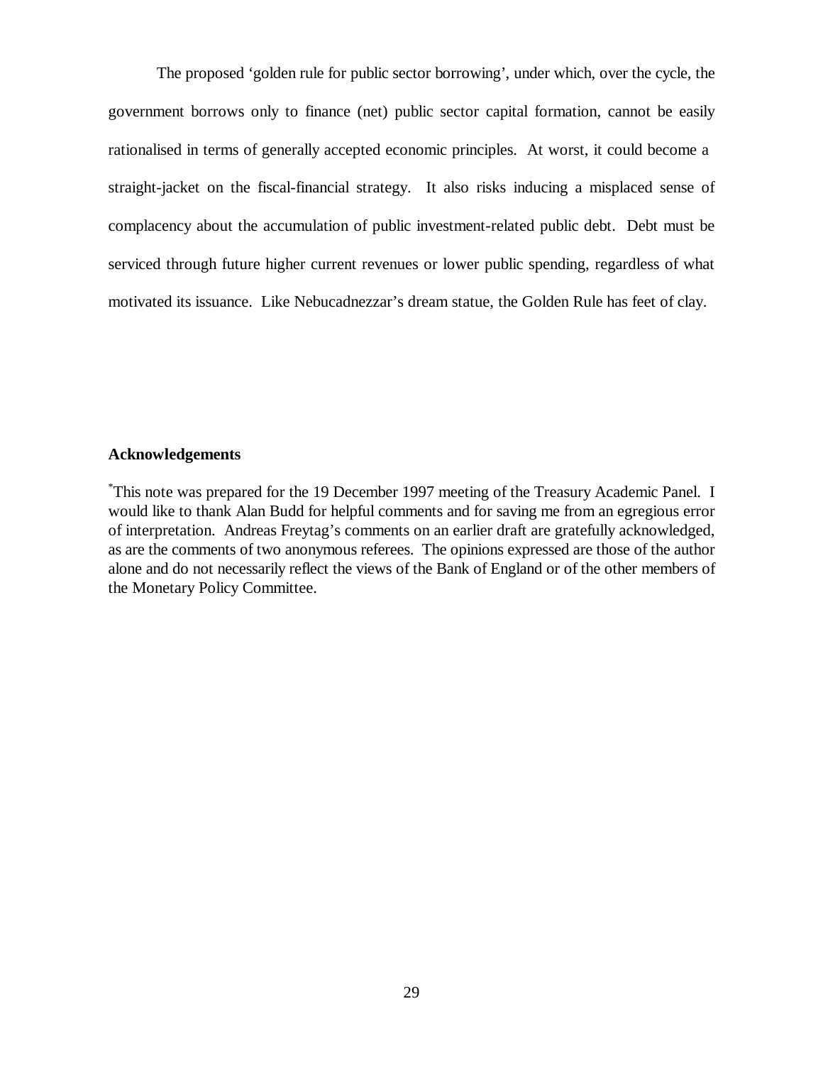The proposed 'golden rule for public sector borrowing', under which, over the cycle, the government borrows only to finance (net) public sector capital formation, cannot be easily rationalised in terms of generally accepted economic principles. At worst, it could become a straight-jacket on the fiscal-financial strategy. It also risks inducing a misplaced sense of complacency about the accumulation of public investment-related public debt. Debt must be serviced through future higher current revenues or lower public spending, regardless of what motivated its issuance. Like Nebucadnezzar's dream statue, the Golden Rule has feet of clay.

**Acknowledgements**

[*]This note was prepared for the 19 December 1997 meeting of the Treasury Academic Panel. I would like to thank Alan Budd for helpful comments and for saving me from an egregious error of interpretation. Andreas Freytag's comments on an earlier draft are gratefully acknowledged, as are the comments of two anonymous referees. The opinions expressed are those of the author alone and do not necessarily reflect the views of the Bank of England or of the other members of the Monetary Policy Committee.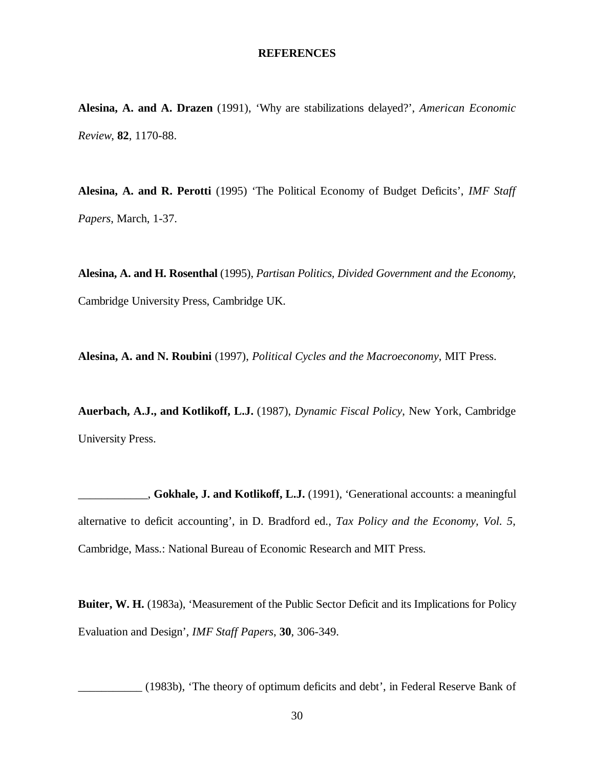# REFERENCES

**Alesina, A. and A. Drazen** (1991), 'Why are stabilizations delayed?', *American Economic Review*, **82**, 1170-88.

**Alesina, A. and R. Perotti** (1995) 'The Political Economy of Budget Deficits', *IMF Staff Papers,* March, 1-37.

**Alesina, A. and H. Rosenthal** (1995), *Partisan Politics, Divided Government and the Economy*, Cambridge University Press, Cambridge UK.

**Alesina, A. and N. Roubini** (1997), *Political Cycles and the Macroeconomy*, MIT Press.

**Auerbach, A.J., and Kotlikoff, L.J.** (1987), *Dynamic Fiscal Policy*, New York, Cambridge University Press.

____________, **Gokhale, J. and Kotlikoff, L.J.** (1991), 'Generational accounts: a meaningful alternative to deficit accounting', in D. Bradford ed., *Tax Policy and the Economy, Vol. 5*, Cambridge, Mass.: National Bureau of Economic Research and MIT Press.

**Buiter, W. H.** (1983a), 'Measurement of the Public Sector Deficit and its Implications for Policy Evaluation and Design', *IMF Staff Papers*, **30**, 306-349.

___________ (1983b), 'The theory of optimum deficits and debt', in Federal Reserve Bank of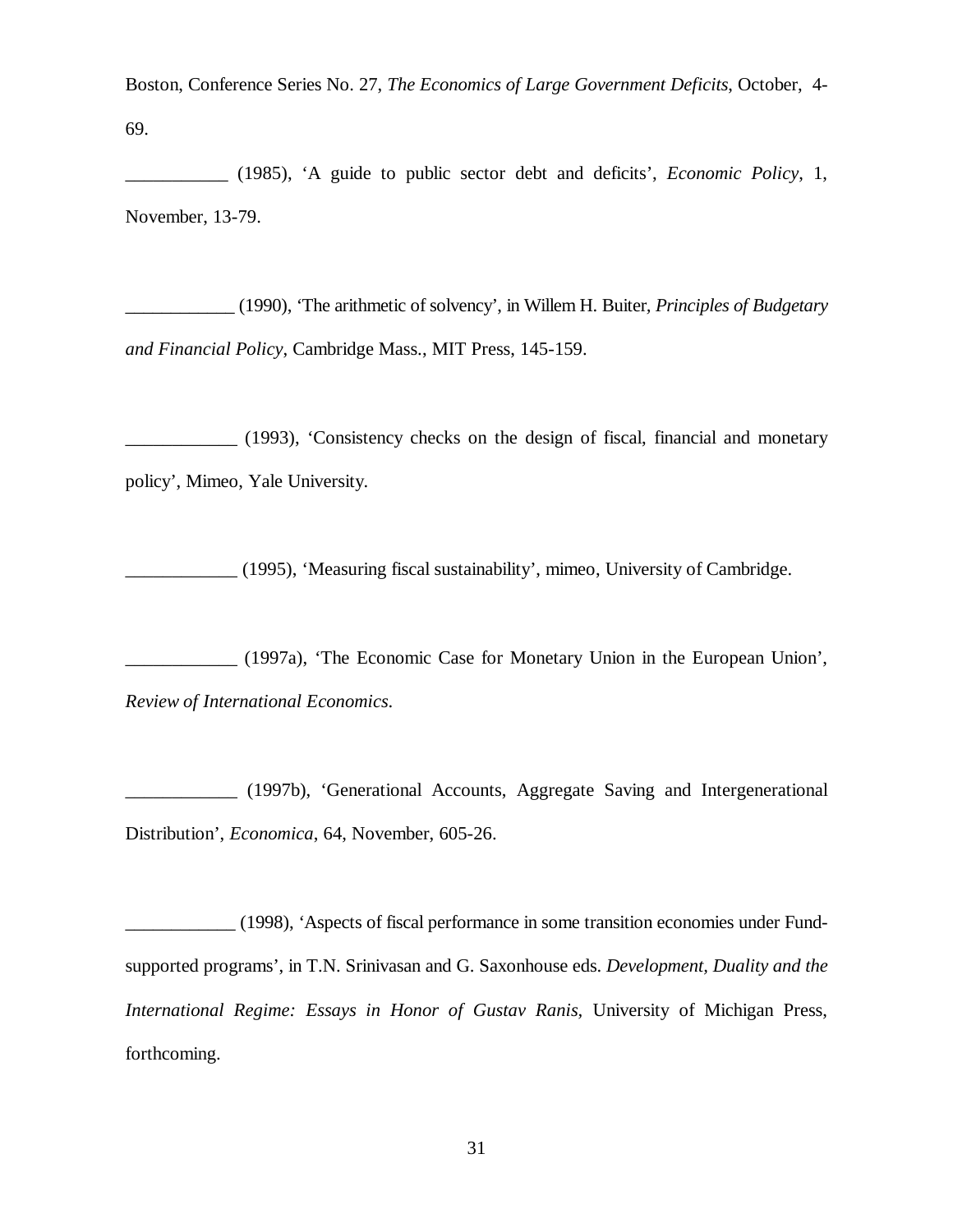Boston, Conference Series No. 27, *The Economics of Large Government Deficits*, October, 4-69.

___________ (1985), 'A guide to public sector debt and deficits', *Economic Policy*, 1, November, 13-79.

____________ (1990), 'The arithmetic of solvency', in Willem H. Buiter, *Principles of Budgetary and Financial Policy*, Cambridge Mass., MIT Press, 145-159.

____________ (1993), 'Consistency checks on the design of fiscal, financial and monetary policy', Mimeo, Yale University.

____________ (1995), 'Measuring fiscal sustainability', mimeo, University of Cambridge.

____________ (1997a), 'The Economic Case for Monetary Union in the European Union', *Review of International Economics*.

____________ (1997b), 'Generational Accounts, Aggregate Saving and Intergenerational Distribution', *Economica*, 64, November, 605-26.

____________ (1998), 'Aspects of fiscal performance in some transition economies under Fund-supported programs', in T.N. Srinivasan and G. Saxonhouse eds. *Development, Duality and the International Regime: Essays in Honor of Gustav Ranis*, University of Michigan Press, forthcoming.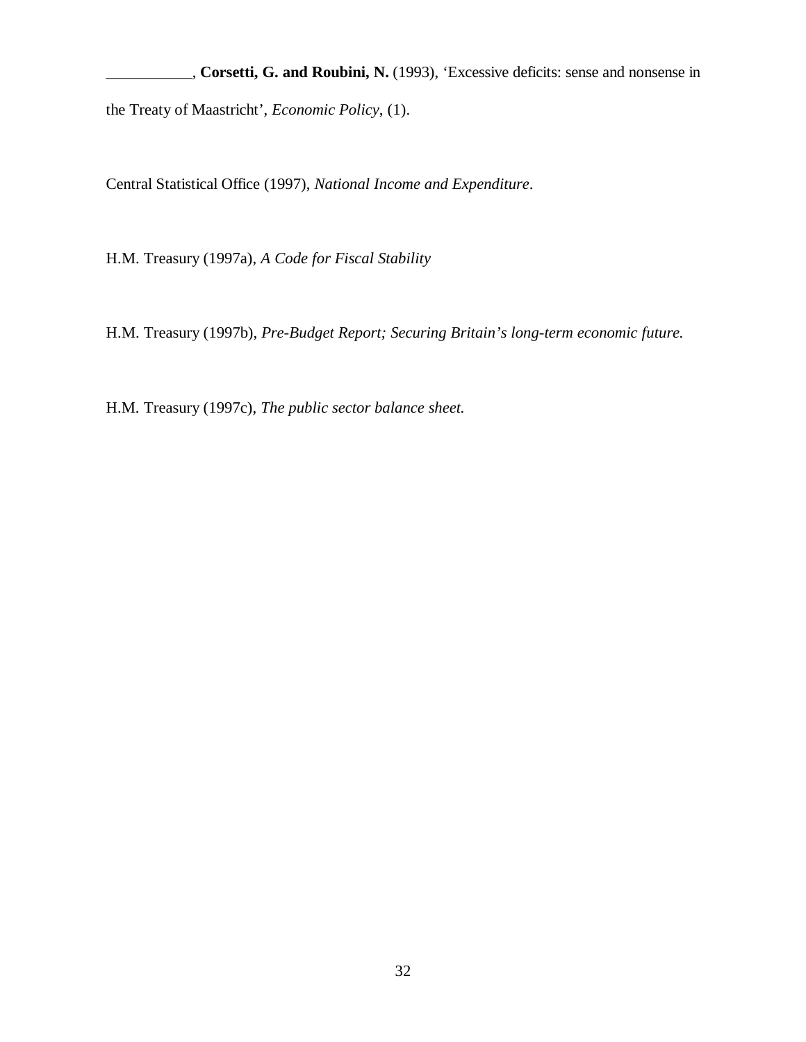___________, **Corsetti, G. and Roubini, N.** (1993), 'Excessive deficits: sense and nonsense in the Treaty of Maastricht', *Economic Policy*, (1).

Central Statistical Office (1997), *National Income and Expenditure*.

H.M. Treasury (1997a), *A Code for Fiscal Stability*

H.M. Treasury (1997b), *Pre-Budget Report; Securing Britain's long-term economic future.*

H.M. Treasury (1997c), *The public sector balance sheet.*